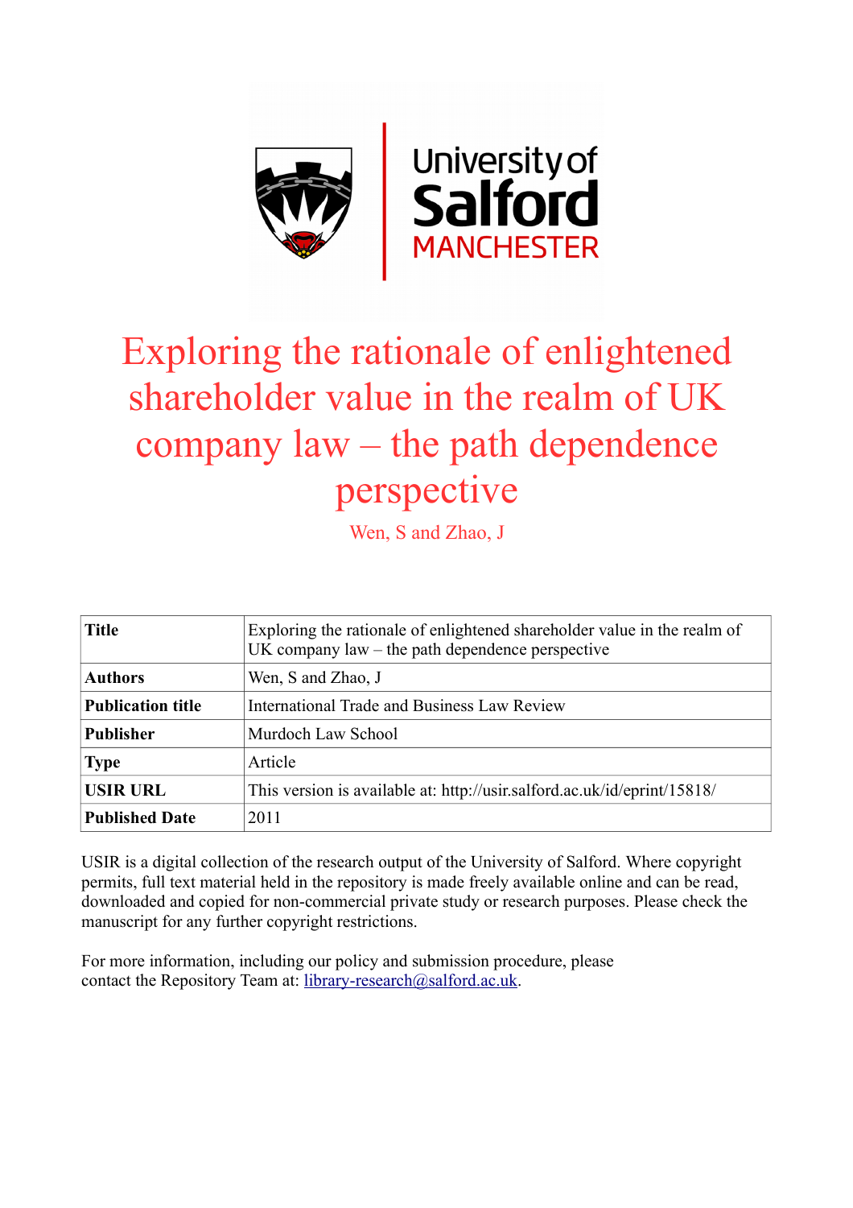# Exploring the rationale of enlightened shareholder value in the realm of UK company law – the path dependence perspective

Wen, S and Zhao, J

| **Title** | Exploring the rationale of enlightened shareholder value in the realm of UK company law – the path dependence perspective |
|---|---|
| **Authors** | Wen, S and Zhao, J |
| **Publication title** | International Trade and Business Law Review |
| **Publisher** | Murdoch Law School |
| **Type** | Article |
| **USIR URL** | This version is available at: http://usir.salford.ac.uk/id/eprint/15818/ |
| **Published Date** | 2011 |

USIR is a digital collection of the research output of the University of Salford. Where copyright permits, full text material held in the repository is made freely available online and can be read, downloaded and copied for non-commercial private study or research purposes. Please check the manuscript for any further copyright restrictions.

For more information, including our policy and submission procedure, please contact the Repository Team at: library-research@salford.ac.uk.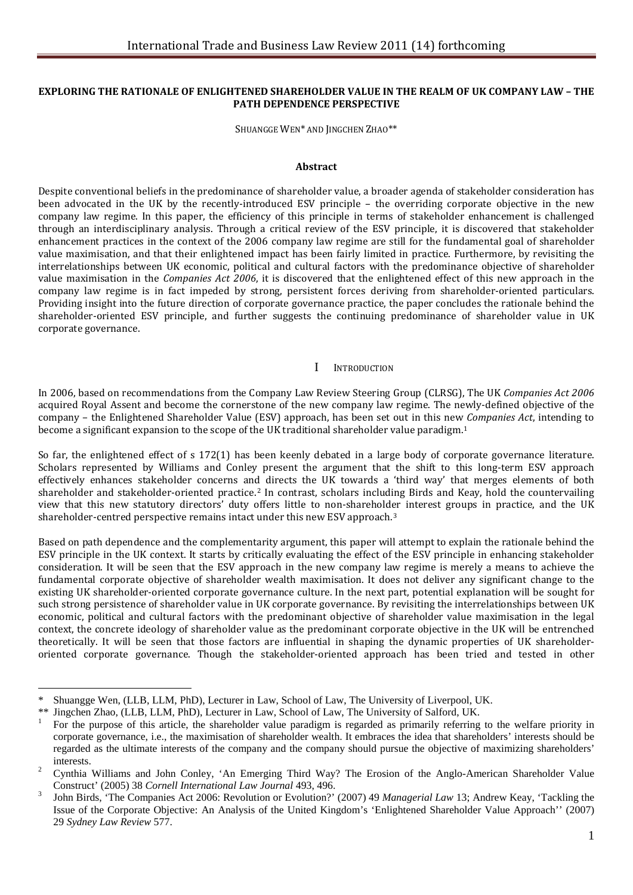**EXPLORING THE RATIONALE OF ENLIGHTENED SHAREHOLDER VALUE IN THE REALM OF UK COMPANY LAW – THE PATH DEPENDENCE PERSPECTIVE**

SHUANGGE WEN* AND JINGCHEN ZHAO**

**Abstract**

Despite conventional beliefs in the predominance of shareholder value, a broader agenda of stakeholder consideration has been advocated in the UK by the recently-introduced ESV principle – the overriding corporate objective in the new company law regime. In this paper, the efficiency of this principle in terms of stakeholder enhancement is challenged through an interdisciplinary analysis. Through a critical review of the ESV principle, it is discovered that stakeholder enhancement practices in the context of the 2006 company law regime are still for the fundamental goal of shareholder value maximisation, and that their enlightened impact has been fairly limited in practice. Furthermore, by revisiting the interrelationships between UK economic, political and cultural factors with the predominance objective of shareholder value maximisation in the *Companies Act 2006*, it is discovered that the enlightened effect of this new approach in the company law regime is in fact impeded by strong, persistent forces deriving from shareholder-oriented particulars. Providing insight into the future direction of corporate governance practice, the paper concludes the rationale behind the shareholder-oriented ESV principle, and further suggests the continuing predominance of shareholder value in UK corporate governance.

## I INTRODUCTION

In 2006, based on recommendations from the Company Law Review Steering Group (CLRSG), The UK *Companies Act 2006* acquired Royal Assent and become the cornerstone of the new company law regime. The newly-defined objective of the company – the Enlightened Shareholder Value (ESV) approach, has been set out in this new *Companies Act*, intending to become a significant expansion to the scope of the UK traditional shareholder value paradigm.[1]

So far, the enlightened effect of s 172(1) has been keenly debated in a large body of corporate governance literature. Scholars represented by Williams and Conley present the argument that the shift to this long-term ESV approach effectively enhances stakeholder concerns and directs the UK towards a 'third way' that merges elements of both shareholder and stakeholder-oriented practice.[2] In contrast, scholars including Birds and Keay, hold the countervailing view that this new statutory directors' duty offers little to non-shareholder interest groups in practice, and the UK shareholder-centred perspective remains intact under this new ESV approach.[3]

Based on path dependence and the complementarity argument, this paper will attempt to explain the rationale behind the ESV principle in the UK context. It starts by critically evaluating the effect of the ESV principle in enhancing stakeholder consideration. It will be seen that the ESV approach in the new company law regime is merely a means to achieve the fundamental corporate objective of shareholder wealth maximisation. It does not deliver any significant change to the existing UK shareholder-oriented corporate governance culture. In the next part, potential explanation will be sought for such strong persistence of shareholder value in UK corporate governance. By revisiting the interrelationships between UK economic, political and cultural factors with the predominant objective of shareholder value maximisation in the legal context, the concrete ideology of shareholder value as the predominant corporate objective in the UK will be entrenched theoretically. It will be seen that those factors are influential in shaping the dynamic properties of UK shareholder-oriented corporate governance. Though the stakeholder-oriented approach has been tried and tested in other

---

\* Shuangge Wen, (LLB, LLM, PhD), Lecturer in Law, School of Law, The University of Liverpool, UK.

\*\* Jingchen Zhao, (LLB, LLM, PhD), Lecturer in Law, School of Law, The University of Salford, UK.

[1] For the purpose of this article, the shareholder value paradigm is regarded as primarily referring to the welfare priority in corporate governance, i.e., the maximisation of shareholder wealth. It embraces the idea that shareholders' interests should be regarded as the ultimate interests of the company and the company should pursue the objective of maximizing shareholders' interests.

[2] Cynthia Williams and John Conley, 'An Emerging Third Way? The Erosion of the Anglo-American Shareholder Value Construct' (2005) 38 *Cornell International Law Journal* 493, 496.

[3] John Birds, 'The Companies Act 2006: Revolution or Evolution?' (2007) 49 *Managerial Law* 13; Andrew Keay, 'Tackling the Issue of the Corporate Objective: An Analysis of the United Kingdom's 'Enlightened Shareholder Value Approach'' (2007) 29 *Sydney Law Review* 577.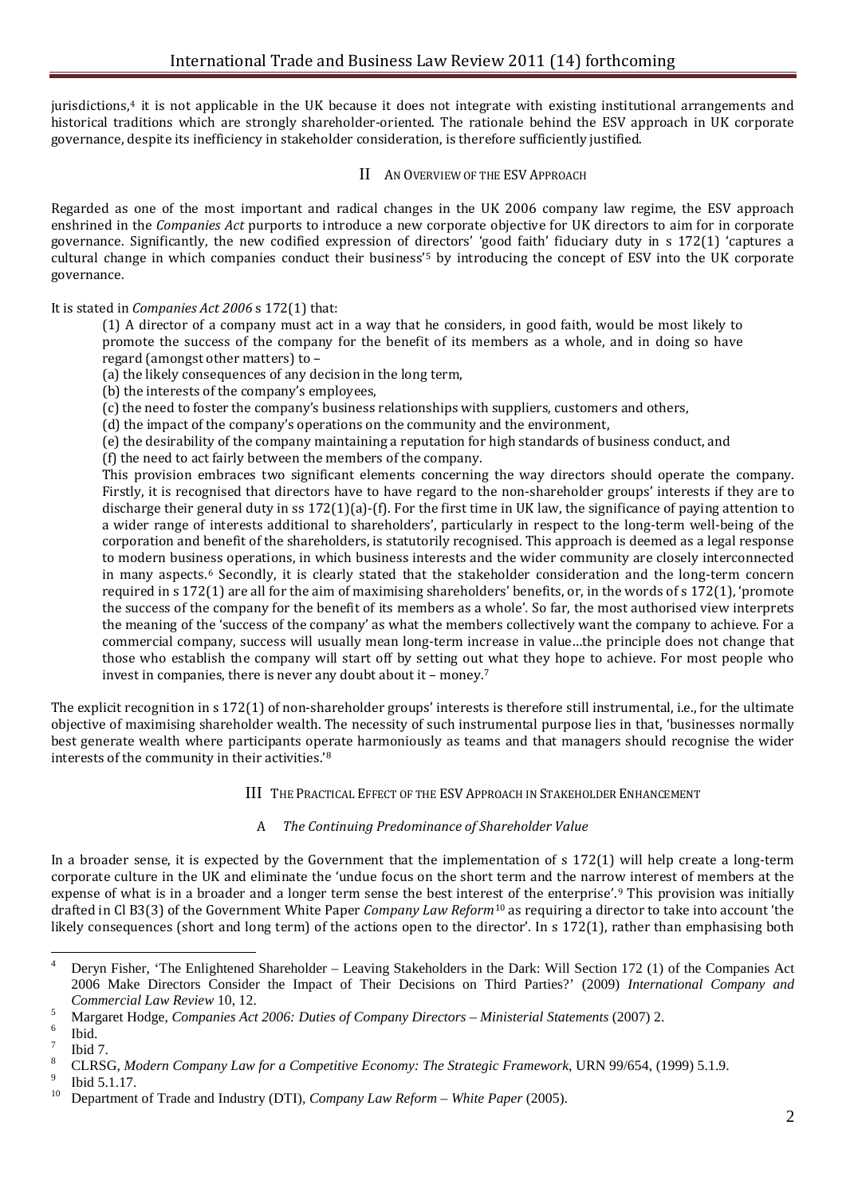jurisdictions,[4] it is not applicable in the UK because it does not integrate with existing institutional arrangements and historical traditions which are strongly shareholder-oriented. The rationale behind the ESV approach in UK corporate governance, despite its inefficiency in stakeholder consideration, is therefore sufficiently justified.

## II An Overview of the ESV Approach

Regarded as one of the most important and radical changes in the UK 2006 company law regime, the ESV approach enshrined in the *Companies Act* purports to introduce a new corporate objective for UK directors to aim for in corporate governance. Significantly, the new codified expression of directors' 'good faith' fiduciary duty in s 172(1) 'captures a cultural change in which companies conduct their business'[5] by introducing the concept of ESV into the UK corporate governance.

It is stated in *Companies Act 2006* s 172(1) that:

> (1) A director of a company must act in a way that he considers, in good faith, would be most likely to promote the success of the company for the benefit of its members as a whole, and in doing so have regard (amongst other matters) to –
> (a) the likely consequences of any decision in the long term,
> (b) the interests of the company's employees,
> (c) the need to foster the company's business relationships with suppliers, customers and others,
> (d) the impact of the company's operations on the community and the environment,
> (e) the desirability of the company maintaining a reputation for high standards of business conduct, and
> (f) the need to act fairly between the members of the company.
>
> This provision embraces two significant elements concerning the way directors should operate the company. Firstly, it is recognised that directors have to have regard to the non-shareholder groups' interests if they are to discharge their general duty in ss 172(1)(a)-(f). For the first time in UK law, the significance of paying attention to a wider range of interests additional to shareholders', particularly in respect to the long-term well-being of the corporation and benefit of the shareholders, is statutorily recognised. This approach is deemed as a legal response to modern business operations, in which business interests and the wider community are closely interconnected in many aspects.[6] Secondly, it is clearly stated that the stakeholder consideration and the long-term concern required in s 172(1) are all for the aim of maximising shareholders' benefits, or, in the words of s 172(1), 'promote the success of the company for the benefit of its members as a whole'. So far, the most authorised view interprets the meaning of the 'success of the company' as what the members collectively want the company to achieve. For a commercial company, success will usually mean long-term increase in value…the principle does not change that those who establish the company will start off by setting out what they hope to achieve. For most people who invest in companies, there is never any doubt about it – money.[7]

The explicit recognition in s 172(1) of non-shareholder groups' interests is therefore still instrumental, i.e., for the ultimate objective of maximising shareholder wealth. The necessity of such instrumental purpose lies in that, 'businesses normally best generate wealth where participants operate harmoniously as teams and that managers should recognise the wider interests of the community in their activities.'[8]

## III The Practical Effect of the ESV Approach in Stakeholder Enhancement

### A *The Continuing Predominance of Shareholder Value*

In a broader sense, it is expected by the Government that the implementation of s 172(1) will help create a long-term corporate culture in the UK and eliminate the 'undue focus on the short term and the narrow interest of members at the expense of what is in a broader and a longer term sense the best interest of the enterprise'.[9] This provision was initially drafted in Cl B3(3) of the Government White Paper *Company Law Reform*[10] as requiring a director to take into account 'the likely consequences (short and long term) of the actions open to the director'. In s 172(1), rather than emphasising both

---

[4] Deryn Fisher, 'The Enlightened Shareholder – Leaving Stakeholders in the Dark: Will Section 172 (1) of the Companies Act 2006 Make Directors Consider the Impact of Their Decisions on Third Parties?' (2009) *International Company and Commercial Law Review* 10, 12.

[5] Margaret Hodge, *Companies Act 2006: Duties of Company Directors – Ministerial Statements* (2007) 2.

[6] Ibid.

[7] Ibid 7.

[8] CLRSG, *Modern Company Law for a Competitive Economy: The Strategic Framework*, URN 99/654, (1999) 5.1.9.

[9] Ibid 5.1.17.

[10] Department of Trade and Industry (DTI), *Company Law Reform – White Paper* (2005).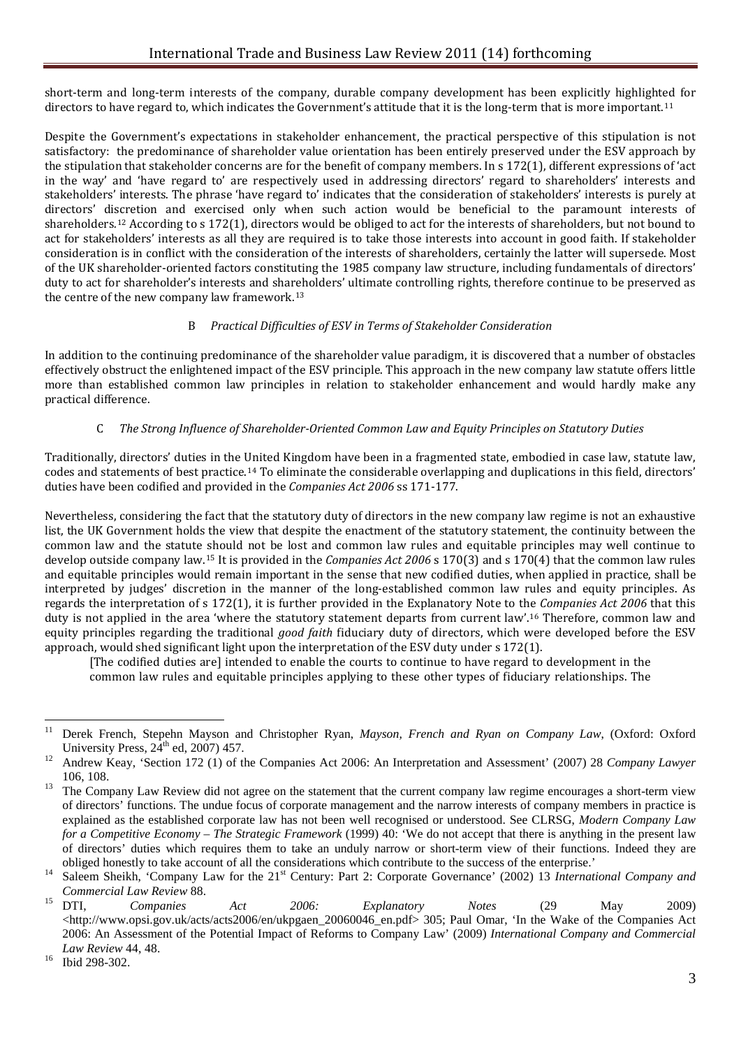short-term and long-term interests of the company, durable company development has been explicitly highlighted for directors to have regard to, which indicates the Government's attitude that it is the long-term that is more important.[11]

Despite the Government's expectations in stakeholder enhancement, the practical perspective of this stipulation is not satisfactory: the predominance of shareholder value orientation has been entirely preserved under the ESV approach by the stipulation that stakeholder concerns are for the benefit of company members. In s 172(1), different expressions of 'act in the way' and 'have regard to' are respectively used in addressing directors' regard to shareholders' interests and stakeholders' interests. The phrase 'have regard to' indicates that the consideration of stakeholders' interests is purely at directors' discretion and exercised only when such action would be beneficial to the paramount interests of shareholders.[12] According to s 172(1), directors would be obliged to act for the interests of shareholders, but not bound to act for stakeholders' interests as all they are required is to take those interests into account in good faith. If stakeholder consideration is in conflict with the consideration of the interests of shareholders, certainly the latter will supersede. Most of the UK shareholder-oriented factors constituting the 1985 company law structure, including fundamentals of directors' duty to act for shareholder's interests and shareholders' ultimate controlling rights, therefore continue to be preserved as the centre of the new company law framework.[13]

### B *Practical Difficulties of ESV in Terms of Stakeholder Consideration*

In addition to the continuing predominance of the shareholder value paradigm, it is discovered that a number of obstacles effectively obstruct the enlightened impact of the ESV principle. This approach in the new company law statute offers little more than established common law principles in relation to stakeholder enhancement and would hardly make any practical difference.

### C *The Strong Influence of Shareholder-Oriented Common Law and Equity Principles on Statutory Duties*

Traditionally, directors' duties in the United Kingdom have been in a fragmented state, embodied in case law, statute law, codes and statements of best practice.[14] To eliminate the considerable overlapping and duplications in this field, directors' duties have been codified and provided in the *Companies Act 2006* ss 171-177.

Nevertheless, considering the fact that the statutory duty of directors in the new company law regime is not an exhaustive list, the UK Government holds the view that despite the enactment of the statutory statement, the continuity between the common law and the statute should not be lost and common law rules and equitable principles may well continue to develop outside company law.[15] It is provided in the *Companies Act 2006* s 170(3) and s 170(4) that the common law rules and equitable principles would remain important in the sense that new codified duties, when applied in practice, shall be interpreted by judges' discretion in the manner of the long-established common law rules and equity principles. As regards the interpretation of s 172(1), it is further provided in the Explanatory Note to the *Companies Act 2006* that this duty is not applied in the area 'where the statutory statement departs from current law'.[16] Therefore, common law and equity principles regarding the traditional *good faith* fiduciary duty of directors, which were developed before the ESV approach, would shed significant light upon the interpretation of the ESV duty under s 172(1).

> [The codified duties are] intended to enable the courts to continue to have regard to development in the common law rules and equitable principles applying to these other types of fiduciary relationships. The

---

[11] Derek French, Stepehn Mayson and Christopher Ryan, *Mayson, French and Ryan on Company Law*, (Oxford: Oxford University Press, 24th ed, 2007) 457.

[12] Andrew Keay, 'Section 172 (1) of the Companies Act 2006: An Interpretation and Assessment' (2007) 28 *Company Lawyer* 106, 108.

[13] The Company Law Review did not agree on the statement that the current company law regime encourages a short-term view of directors' functions. The undue focus of corporate management and the narrow interests of company members in practice is explained as the established corporate law has not been well recognised or understood. See CLRSG, *Modern Company Law for a Competitive Economy – The Strategic Framework* (1999) 40: 'We do not accept that there is anything in the present law of directors' duties which requires them to take an unduly narrow or short-term view of their functions. Indeed they are obliged honestly to take account of all the considerations which contribute to the success of the enterprise.'

[14] Saleem Sheikh, 'Company Law for the 21st Century: Part 2: Corporate Governance' (2002) 13 *International Company and Commercial Law Review* 88.

[15] DTI, *Companies Act 2006: Explanatory Notes* (29 May 2009) <http://www.opsi.gov.uk/acts/acts2006/en/ukpgaen_20060046_en.pdf> 305; Paul Omar, 'In the Wake of the Companies Act 2006: An Assessment of the Potential Impact of Reforms to Company Law' (2009) *International Company and Commercial Law Review* 44, 48.

[16] Ibid 298-302.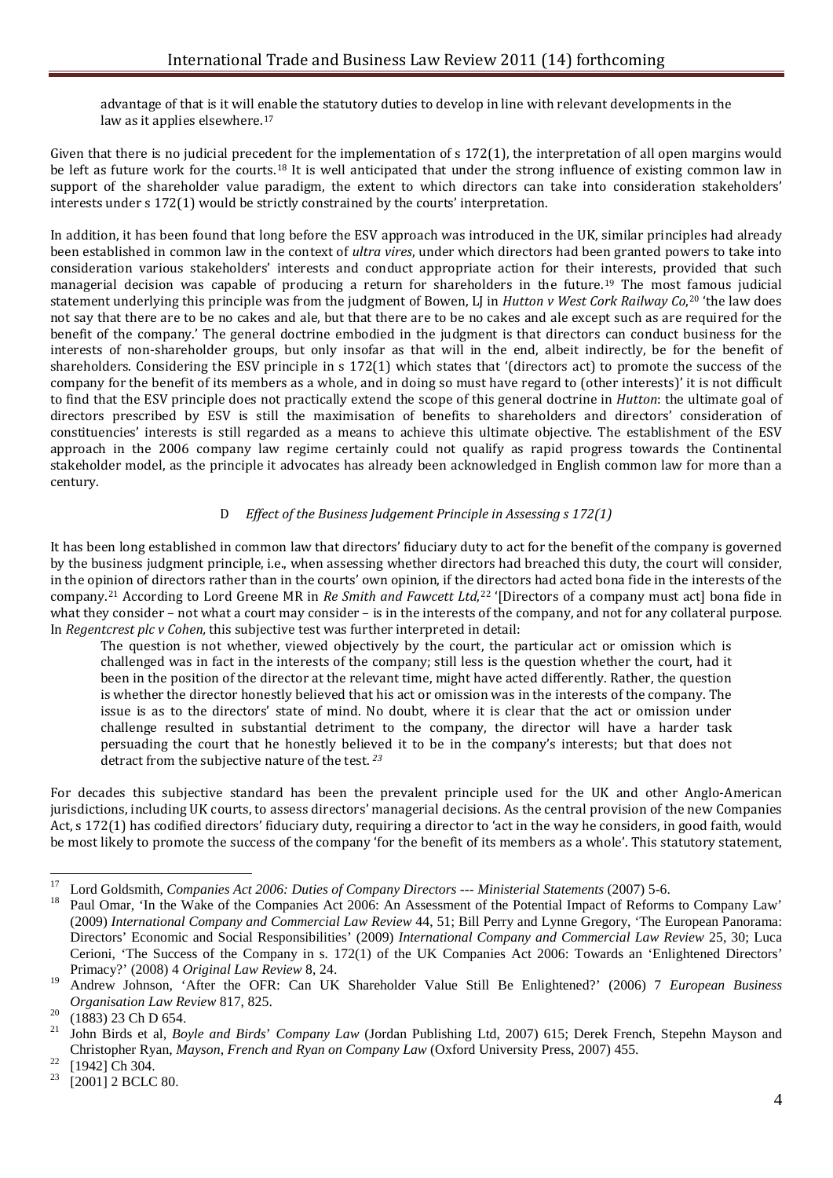advantage of that is it will enable the statutory duties to develop in line with relevant developments in the law as it applies elsewhere.[17]

Given that there is no judicial precedent for the implementation of s 172(1), the interpretation of all open margins would be left as future work for the courts.[18] It is well anticipated that under the strong influence of existing common law in support of the shareholder value paradigm, the extent to which directors can take into consideration stakeholders' interests under s 172(1) would be strictly constrained by the courts' interpretation.

In addition, it has been found that long before the ESV approach was introduced in the UK, similar principles had already been established in common law in the context of *ultra vires*, under which directors had been granted powers to take into consideration various stakeholders' interests and conduct appropriate action for their interests, provided that such managerial decision was capable of producing a return for shareholders in the future.[19] The most famous judicial statement underlying this principle was from the judgment of Bowen, LJ in *Hutton v West Cork Railway Co*,[20] 'the law does not say that there are to be no cakes and ale, but that there are to be no cakes and ale except such as are required for the benefit of the company.' The general doctrine embodied in the judgment is that directors can conduct business for the interests of non-shareholder groups, but only insofar as that will in the end, albeit indirectly, be for the benefit of shareholders. Considering the ESV principle in s 172(1) which states that '(directors act) to promote the success of the company for the benefit of its members as a whole, and in doing so must have regard to (other interests)' it is not difficult to find that the ESV principle does not practically extend the scope of this general doctrine in *Hutton*: the ultimate goal of directors prescribed by ESV is still the maximisation of benefits to shareholders and directors' consideration of constituencies' interests is still regarded as a means to achieve this ultimate objective. The establishment of the ESV approach in the 2006 company law regime certainly could not qualify as rapid progress towards the Continental stakeholder model, as the principle it advocates has already been acknowledged in English common law for more than a century.

### D *Effect of the Business Judgement Principle in Assessing s 172(1)*

It has been long established in common law that directors' fiduciary duty to act for the benefit of the company is governed by the business judgment principle, i.e., when assessing whether directors had breached this duty, the court will consider, in the opinion of directors rather than in the courts' own opinion, if the directors had acted bona fide in the interests of the company.[21] According to Lord Greene MR in *Re Smith and Fawcett Ltd*,[22] '[Directors of a company must act] bona fide in what they consider – not what a court may consider – is in the interests of the company, and not for any collateral purpose. In *Regentcrest plc v Cohen,* this subjective test was further interpreted in detail:

> The question is not whether, viewed objectively by the court, the particular act or omission which is challenged was in fact in the interests of the company; still less is the question whether the court, had it been in the position of the director at the relevant time, might have acted differently. Rather, the question is whether the director honestly believed that his act or omission was in the interests of the company. The issue is as to the directors' state of mind. No doubt, where it is clear that the act or omission under challenge resulted in substantial detriment to the company, the director will have a harder task persuading the court that he honestly believed it to be in the company's interests; but that does not detract from the subjective nature of the test. [23]

For decades this subjective standard has been the prevalent principle used for the UK and other Anglo-American jurisdictions, including UK courts, to assess directors' managerial decisions. As the central provision of the new Companies Act, s 172(1) has codified directors' fiduciary duty, requiring a director to 'act in the way he considers, in good faith, would be most likely to promote the success of the company 'for the benefit of its members as a whole'. This statutory statement,

---

[17] Lord Goldsmith, *Companies Act 2006: Duties of Company Directors --- Ministerial Statements* (2007) 5-6.

[18] Paul Omar, 'In the Wake of the Companies Act 2006: An Assessment of the Potential Impact of Reforms to Company Law' (2009) *International Company and Commercial Law Review* 44, 51; Bill Perry and Lynne Gregory, 'The European Panorama: Directors' Economic and Social Responsibilities' (2009) *International Company and Commercial Law Review* 25, 30; Luca Cerioni, 'The Success of the Company in s. 172(1) of the UK Companies Act 2006: Towards an 'Enlightened Directors' Primacy?' (2008) 4 *Original Law Review* 8, 24.

[19] Andrew Johnson, 'After the OFR: Can UK Shareholder Value Still Be Enlightened?' (2006) 7 *European Business Organisation Law Review* 817, 825.

[20] (1883) 23 Ch D 654.

[21] John Birds et al, *Boyle and Birds' Company Law* (Jordan Publishing Ltd, 2007) 615; Derek French, Stepehn Mayson and Christopher Ryan, *Mayson, French and Ryan on Company Law* (Oxford University Press, 2007) 455.

[22] [1942] Ch 304.

[23] [2001] 2 BCLC 80.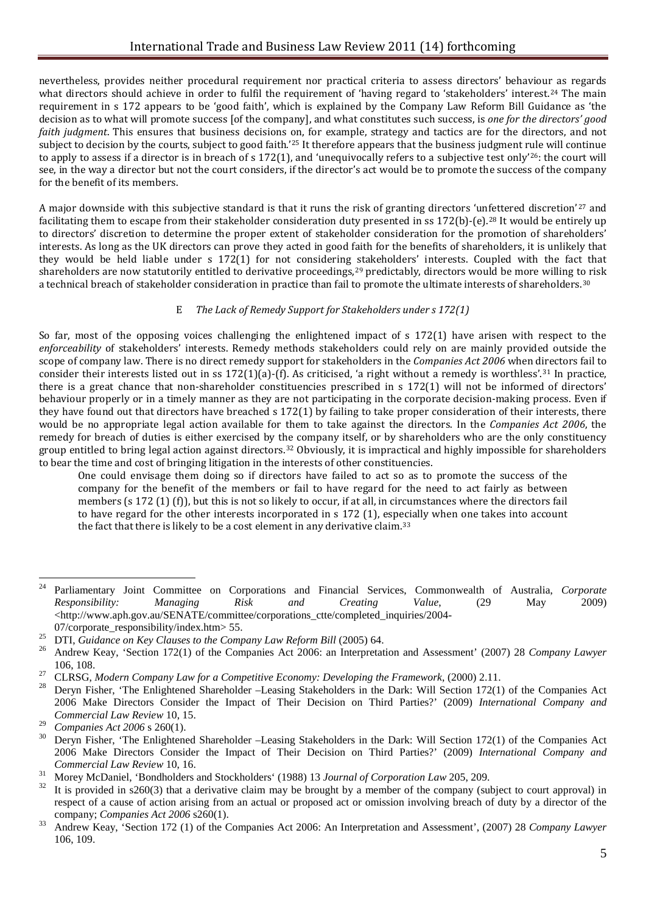nevertheless, provides neither procedural requirement nor practical criteria to assess directors' behaviour as regards what directors should achieve in order to fulfil the requirement of 'having regard to 'stakeholders' interest.[24] The main requirement in s 172 appears to be 'good faith', which is explained by the Company Law Reform Bill Guidance as 'the decision as to what will promote success [of the company], and what constitutes such success, is *one for the directors' good faith judgment*. This ensures that business decisions on, for example, strategy and tactics are for the directors, and not subject to decision by the courts, subject to good faith.'[25] It therefore appears that the business judgment rule will continue to apply to assess if a director is in breach of s 172(1), and 'unequivocally refers to a subjective test only'[26]: the court will see, in the way a director but not the court considers, if the director's act would be to promote the success of the company for the benefit of its members.

A major downside with this subjective standard is that it runs the risk of granting directors 'unfettered discretion'[27] and facilitating them to escape from their stakeholder consideration duty presented in ss 172(b)-(e).[28] It would be entirely up to directors' discretion to determine the proper extent of stakeholder consideration for the promotion of shareholders' interests. As long as the UK directors can prove they acted in good faith for the benefits of shareholders, it is unlikely that they would be held liable under s 172(1) for not considering stakeholders' interests. Coupled with the fact that shareholders are now statutorily entitled to derivative proceedings,[29] predictably, directors would be more willing to risk a technical breach of stakeholder consideration in practice than fail to promote the ultimate interests of shareholders.[30]

### E *The Lack of Remedy Support for Stakeholders under s 172(1)*

So far, most of the opposing voices challenging the enlightened impact of s 172(1) have arisen with respect to the *enforceability* of stakeholders' interests. Remedy methods stakeholders could rely on are mainly provided outside the scope of company law. There is no direct remedy support for stakeholders in the *Companies Act 2006* when directors fail to consider their interests listed out in ss 172(1)(a)-(f). As criticised, 'a right without a remedy is worthless'.[31] In practice, there is a great chance that non-shareholder constituencies prescribed in s 172(1) will not be informed of directors' behaviour properly or in a timely manner as they are not participating in the corporate decision-making process. Even if they have found out that directors have breached s 172(1) by failing to take proper consideration of their interests, there would be no appropriate legal action available for them to take against the directors. In the *Companies Act 2006*, the remedy for breach of duties is either exercised by the company itself, or by shareholders who are the only constituency group entitled to bring legal action against directors.[32] Obviously, it is impractical and highly impossible for shareholders to bear the time and cost of bringing litigation in the interests of other constituencies.

> One could envisage them doing so if directors have failed to act so as to promote the success of the company for the benefit of the members or fail to have regard for the need to act fairly as between members (s 172 (1) (f)), but this is not so likely to occur, if at all, in circumstances where the directors fail to have regard for the other interests incorporated in s 172 (1), especially when one takes into account the fact that there is likely to be a cost element in any derivative claim.[33]

---

[24] Parliamentary Joint Committee on Corporations and Financial Services, Commonwealth of Australia, *Corporate Responsibility: Managing Risk and Creating Value*, (29 May 2009) <http://www.aph.gov.au/SENATE/committee/corporations_ctte/completed_inquiries/2004-07/corporate_responsibility/index.htm> 55.

[25] DTI, *Guidance on Key Clauses to the Company Law Reform Bill* (2005) 64.

[26] Andrew Keay, 'Section 172(1) of the Companies Act 2006: an Interpretation and Assessment' (2007) 28 *Company Lawyer* 106, 108.

[27] CLRSG, *Modern Company Law for a Competitive Economy: Developing the Framework*, (2000) 2.11.

[28] Deryn Fisher, 'The Enlightened Shareholder –Leasing Stakeholders in the Dark: Will Section 172(1) of the Companies Act 2006 Make Directors Consider the Impact of Their Decision on Third Parties?' (2009) *International Company and Commercial Law Review* 10, 15.

[29] *Companies Act 2006* s 260(1).

[30] Deryn Fisher, 'The Enlightened Shareholder –Leasing Stakeholders in the Dark: Will Section 172(1) of the Companies Act 2006 Make Directors Consider the Impact of Their Decision on Third Parties?' (2009) *International Company and Commercial Law Review* 10, 16.

[31] Morey McDaniel, 'Bondholders and Stockholders' (1988) 13 *Journal of Corporation Law* 205, 209.

[32] It is provided in s260(3) that a derivative claim may be brought by a member of the company (subject to court approval) in respect of a cause of action arising from an actual or proposed act or omission involving breach of duty by a director of the company; *Companies Act 2006* s260(1).

[33] Andrew Keay, 'Section 172 (1) of the Companies Act 2006: An Interpretation and Assessment', (2007) 28 *Company Lawyer* 106, 109.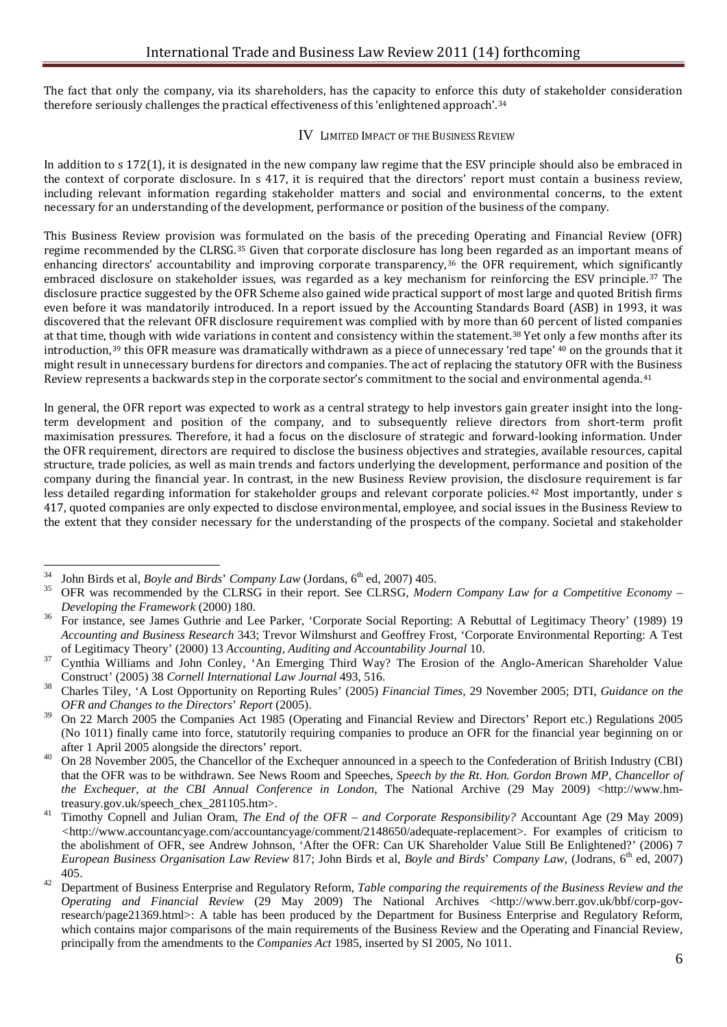The fact that only the company, via its shareholders, has the capacity to enforce this duty of stakeholder consideration therefore seriously challenges the practical effectiveness of this 'enlightened approach'.[34]

## IV LIMITED IMPACT OF THE BUSINESS REVIEW

In addition to s 172(1), it is designated in the new company law regime that the ESV principle should also be embraced in the context of corporate disclosure. In s 417, it is required that the directors' report must contain a business review, including relevant information regarding stakeholder matters and social and environmental concerns, to the extent necessary for an understanding of the development, performance or position of the business of the company.

This Business Review provision was formulated on the basis of the preceding Operating and Financial Review (OFR) regime recommended by the CLRSG.[35] Given that corporate disclosure has long been regarded as an important means of enhancing directors' accountability and improving corporate transparency,[36] the OFR requirement, which significantly embraced disclosure on stakeholder issues, was regarded as a key mechanism for reinforcing the ESV principle.[37] The disclosure practice suggested by the OFR Scheme also gained wide practical support of most large and quoted British firms even before it was mandatorily introduced. In a report issued by the Accounting Standards Board (ASB) in 1993, it was discovered that the relevant OFR disclosure requirement was complied with by more than 60 percent of listed companies at that time, though with wide variations in content and consistency within the statement.[38] Yet only a few months after its introduction,[39] this OFR measure was dramatically withdrawn as a piece of unnecessary 'red tape' [40] on the grounds that it might result in unnecessary burdens for directors and companies. The act of replacing the statutory OFR with the Business Review represents a backwards step in the corporate sector's commitment to the social and environmental agenda.[41]

In general, the OFR report was expected to work as a central strategy to help investors gain greater insight into the long-term development and position of the company, and to subsequently relieve directors from short-term profit maximisation pressures. Therefore, it had a focus on the disclosure of strategic and forward-looking information. Under the OFR requirement, directors are required to disclose the business objectives and strategies, available resources, capital structure, trade policies, as well as main trends and factors underlying the development, performance and position of the company during the financial year. In contrast, in the new Business Review provision, the disclosure requirement is far less detailed regarding information for stakeholder groups and relevant corporate policies.[42] Most importantly, under s 417, quoted companies are only expected to disclose environmental, employee, and social issues in the Business Review to the extent that they consider necessary for the understanding of the prospects of the company. Societal and stakeholder

---

[34] John Birds et al, *Boyle and Birds' Company Law* (Jordans, 6th ed, 2007) 405.

[35] OFR was recommended by the CLRSG in their report. See CLRSG, *Modern Company Law for a Competitive Economy – Developing the Framework* (2000) 180.

[36] For instance, see James Guthrie and Lee Parker, 'Corporate Social Reporting: A Rebuttal of Legitimacy Theory' (1989) 19 *Accounting and Business Research* 343; Trevor Wilmshurst and Geoffrey Frost, 'Corporate Environmental Reporting: A Test of Legitimacy Theory' (2000) 13 *Accounting, Auditing and Accountability Journal* 10.

[37] Cynthia Williams and John Conley, 'An Emerging Third Way? The Erosion of the Anglo-American Shareholder Value Construct' (2005) 38 *Cornell International Law Journal* 493, 516.

[38] Charles Tiley, 'A Lost Opportunity on Reporting Rules' (2005) *Financial Times*, 29 November 2005; DTI, *Guidance on the OFR and Changes to the Directors' Report* (2005).

[39] On 22 March 2005 the Companies Act 1985 (Operating and Financial Review and Directors' Report etc.) Regulations 2005 (No 1011) finally came into force, statutorily requiring companies to produce an OFR for the financial year beginning on or after 1 April 2005 alongside the directors' report.

[40] On 28 November 2005, the Chancellor of the Exchequer announced in a speech to the Confederation of British Industry (CBI) that the OFR was to be withdrawn. See News Room and Speeches, *Speech by the Rt. Hon. Gordon Brown MP, Chancellor of the Exchequer, at the CBI Annual Conference in London*, The National Archive (29 May 2009) <http://www.hm-treasury.gov.uk/speech_chex_281105.htm>.

[41] Timothy Copnell and Julian Oram, *The End of the OFR – and Corporate Responsibility?* Accountant Age (29 May 2009) <http://www.accountancyage.com/accountancyage/comment/2148650/adequate-replacement>. For examples of criticism to the abolishment of OFR, see Andrew Johnson, 'After the OFR: Can UK Shareholder Value Still Be Enlightened?' (2006) 7 *European Business Organisation Law Review* 817; John Birds et al, *Boyle and Birds' Company Law*, (Jodrans, 6th ed, 2007) 405.

[42] Department of Business Enterprise and Regulatory Reform, *Table comparing the requirements of the Business Review and the Operating and Financial Review* (29 May 2009) The National Archives <http://www.berr.gov.uk/bbf/corp-gov-research/page21369.html>: A table has been produced by the Department for Business Enterprise and Regulatory Reform, which contains major comparisons of the main requirements of the Business Review and the Operating and Financial Review, principally from the amendments to the *Companies Act* 1985, inserted by SI 2005, No 1011.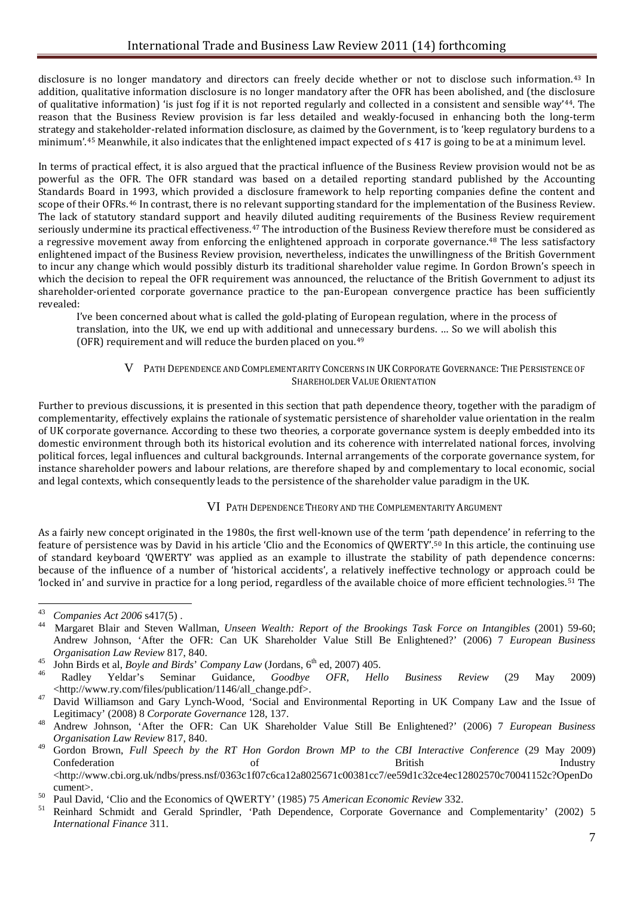disclosure is no longer mandatory and directors can freely decide whether or not to disclose such information.[43] In addition, qualitative information disclosure is no longer mandatory after the OFR has been abolished, and (the disclosure of qualitative information) 'is just fog if it is not reported regularly and collected in a consistent and sensible way'[44]. The reason that the Business Review provision is far less detailed and weakly-focused in enhancing both the long-term strategy and stakeholder-related information disclosure, as claimed by the Government, is to 'keep regulatory burdens to a minimum'.[45] Meanwhile, it also indicates that the enlightened impact expected of s 417 is going to be at a minimum level.

In terms of practical effect, it is also argued that the practical influence of the Business Review provision would not be as powerful as the OFR. The OFR standard was based on a detailed reporting standard published by the Accounting Standards Board in 1993, which provided a disclosure framework to help reporting companies define the content and scope of their OFRs.[46] In contrast, there is no relevant supporting standard for the implementation of the Business Review. The lack of statutory standard support and heavily diluted auditing requirements of the Business Review requirement seriously undermine its practical effectiveness.[47] The introduction of the Business Review therefore must be considered as a regressive movement away from enforcing the enlightened approach in corporate governance.[48] The less satisfactory enlightened impact of the Business Review provision, nevertheless, indicates the unwillingness of the British Government to incur any change which would possibly disturb its traditional shareholder value regime. In Gordon Brown's speech in which the decision to repeal the OFR requirement was announced, the reluctance of the British Government to adjust its shareholder-oriented corporate governance practice to the pan-European convergence practice has been sufficiently revealed:

> I've been concerned about what is called the gold-plating of European regulation, where in the process of translation, into the UK, we end up with additional and unnecessary burdens. … So we will abolish this (OFR) requirement and will reduce the burden placed on you.[49]

## V Path Dependence and Complementarity Concerns in UK Corporate Governance: The Persistence of Shareholder Value Orientation

Further to previous discussions, it is presented in this section that path dependence theory, together with the paradigm of complementarity, effectively explains the rationale of systematic persistence of shareholder value orientation in the realm of UK corporate governance. According to these two theories, a corporate governance system is deeply embedded into its domestic environment through both its historical evolution and its coherence with interrelated national forces, involving political forces, legal influences and cultural backgrounds. Internal arrangements of the corporate governance system, for instance shareholder powers and labour relations, are therefore shaped by and complementary to local economic, social and legal contexts, which consequently leads to the persistence of the shareholder value paradigm in the UK.

## VI Path Dependence Theory and the Complementarity Argument

As a fairly new concept originated in the 1980s, the first well-known use of the term 'path dependence' in referring to the feature of persistence was by David in his article 'Clio and the Economics of QWERTY'.[50] In this article, the continuing use of standard keyboard 'QWERTY' was applied as an example to illustrate the stability of path dependence concerns: because of the influence of a number of 'historical accidents', a relatively ineffective technology or approach could be 'locked in' and survive in practice for a long period, regardless of the available choice of more efficient technologies.[51] The

---

[43] *Companies Act 2006* s417(5) .

[44] Margaret Blair and Steven Wallman, *Unseen Wealth: Report of the Brookings Task Force on Intangibles* (2001) 59-60; Andrew Johnson, 'After the OFR: Can UK Shareholder Value Still Be Enlightened?' (2006) 7 *European Business Organisation Law Review* 817, 840.

[45] John Birds et al, *Boyle and Birds' Company Law* (Jordans, 6th ed, 2007) 405.

[46] Radley Yeldar's Seminar Guidance, *Goodbye OFR, Hello Business Review* (29 May 2009) <http://www.ry.com/files/publication/1146/all_change.pdf>.

[47] David Williamson and Gary Lynch-Wood, 'Social and Environmental Reporting in UK Company Law and the Issue of Legitimacy' (2008) 8 *Corporate Governance* 128, 137.

[48] Andrew Johnson, 'After the OFR: Can UK Shareholder Value Still Be Enlightened?' (2006) 7 *European Business Organisation Law Review* 817, 840.

[49] Gordon Brown, *Full Speech by the RT Hon Gordon Brown MP to the CBI Interactive Conference* (29 May 2009) Confederation of British Industry <http://www.cbi.org.uk/ndbs/press.nsf/0363c1f07c6ca12a8025671c00381cc7/ee59d1c32ce4ec12802570c70041152c?OpenDocument>.

[50] Paul David, 'Clio and the Economics of QWERTY' (1985) 75 *American Economic Review* 332.

[51] Reinhard Schmidt and Gerald Sprindler, 'Path Dependence, Corporate Governance and Complementarity' (2002) 5 *International Finance* 311.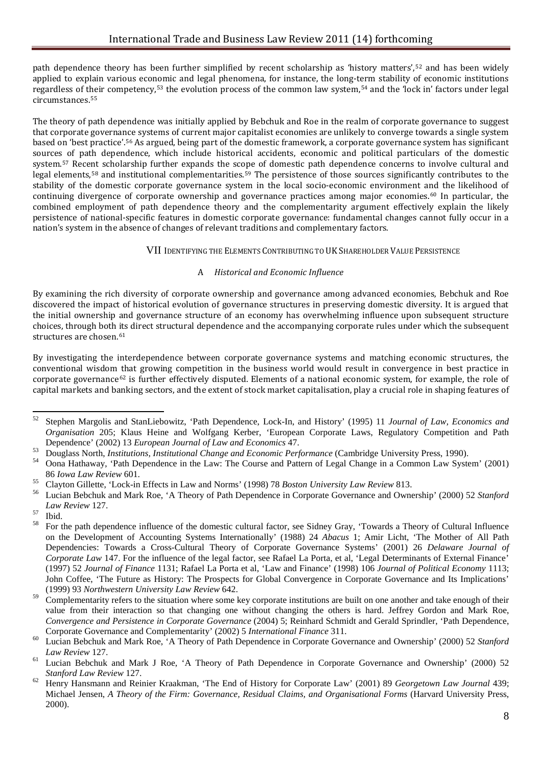path dependence theory has been further simplified by recent scholarship as 'history matters',[52] and has been widely applied to explain various economic and legal phenomena, for instance, the long-term stability of economic institutions regardless of their competency,[53] the evolution process of the common law system,[54] and the 'lock in' factors under legal circumstances.[55]

The theory of path dependence was initially applied by Bebchuk and Roe in the realm of corporate governance to suggest that corporate governance systems of current major capitalist economies are unlikely to converge towards a single system based on 'best practice'.[56] As argued, being part of the domestic framework, a corporate governance system has significant sources of path dependence, which include historical accidents, economic and political particulars of the domestic system.[57] Recent scholarship further expands the scope of domestic path dependence concerns to involve cultural and legal elements,[58] and institutional complementarities.[59] The persistence of those sources significantly contributes to the stability of the domestic corporate governance system in the local socio-economic environment and the likelihood of continuing divergence of corporate ownership and governance practices among major economies.[60] In particular, the combined employment of path dependence theory and the complementarity argument effectively explain the likely persistence of national-specific features in domestic corporate governance: fundamental changes cannot fully occur in a nation's system in the absence of changes of relevant traditions and complementary factors.

## VII Identifying the Elements Contributing to UK Shareholder Value Persistence

### A *Historical and Economic Influence*

By examining the rich diversity of corporate ownership and governance among advanced economies, Bebchuk and Roe discovered the impact of historical evolution of governance structures in preserving domestic diversity. It is argued that the initial ownership and governance structure of an economy has overwhelming influence upon subsequent structure choices, through both its direct structural dependence and the accompanying corporate rules under which the subsequent structures are chosen.[61]

By investigating the interdependence between corporate governance systems and matching economic structures, the conventional wisdom that growing competition in the business world would result in convergence in best practice in corporate governance[62] is further effectively disputed. Elements of a national economic system, for example, the role of capital markets and banking sectors, and the extent of stock market capitalisation, play a crucial role in shaping features of

---

[52] Stephen Margolis and StanLiebowitz, 'Path Dependence, Lock-In, and History' (1995) 11 *Journal of Law, Economics and Organisation* 205; Klaus Heine and Wolfgang Kerber, 'European Corporate Laws, Regulatory Competition and Path Dependence' (2002) 13 *European Journal of Law and Economics* 47.

[53] Douglass North, *Institutions, Institutional Change and Economic Performance* (Cambridge University Press, 1990).

[54] Oona Hathaway, 'Path Dependence in the Law: The Course and Pattern of Legal Change in a Common Law System' (2001) 86 *Iowa Law Review* 601.

[55] Clayton Gillette, 'Lock-in Effects in Law and Norms' (1998) 78 *Boston University Law Review* 813.

[56] Lucian Bebchuk and Mark Roe, 'A Theory of Path Dependence in Corporate Governance and Ownership' (2000) 52 *Stanford Law Review* 127.

[57] Ibid.

[58] For the path dependence influence of the domestic cultural factor, see Sidney Gray, 'Towards a Theory of Cultural Influence on the Development of Accounting Systems Internationally' (1988) 24 *Abacus* 1; Amir Licht, 'The Mother of All Path Dependencies: Towards a Cross-Cultural Theory of Corporate Governance Systems' (2001) 26 *Delaware Journal of Corporate Law* 147. For the influence of the legal factor, see Rafael La Porta, et al, 'Legal Determinants of External Finance' (1997) 52 *Journal of Finance* 1131; Rafael La Porta et al, 'Law and Finance' (1998) 106 *Journal of Political Economy* 1113; John Coffee, 'The Future as History: The Prospects for Global Convergence in Corporate Governance and Its Implications' (1999) 93 *Northwestern University Law Review* 642.

[59] Complementarity refers to the situation where some key corporate institutions are built on one another and take enough of their value from their interaction so that changing one without changing the others is hard. Jeffrey Gordon and Mark Roe, *Convergence and Persistence in Corporate Governance* (2004) 5; Reinhard Schmidt and Gerald Sprindler, 'Path Dependence, Corporate Governance and Complementarity' (2002) 5 *International Finance* 311.

[60] Lucian Bebchuk and Mark Roe, 'A Theory of Path Dependence in Corporate Governance and Ownership' (2000) 52 *Stanford Law Review* 127.

[61] Lucian Bebchuk and Mark J Roe, 'A Theory of Path Dependence in Corporate Governance and Ownership' (2000) 52 *Stanford Law Review* 127.

[62] Henry Hansmann and Reinier Kraakman, 'The End of History for Corporate Law' (2001) 89 *Georgetown Law Journal* 439; Michael Jensen, *A Theory of the Firm: Governance, Residual Claims, and Organisational Forms* (Harvard University Press, 2000).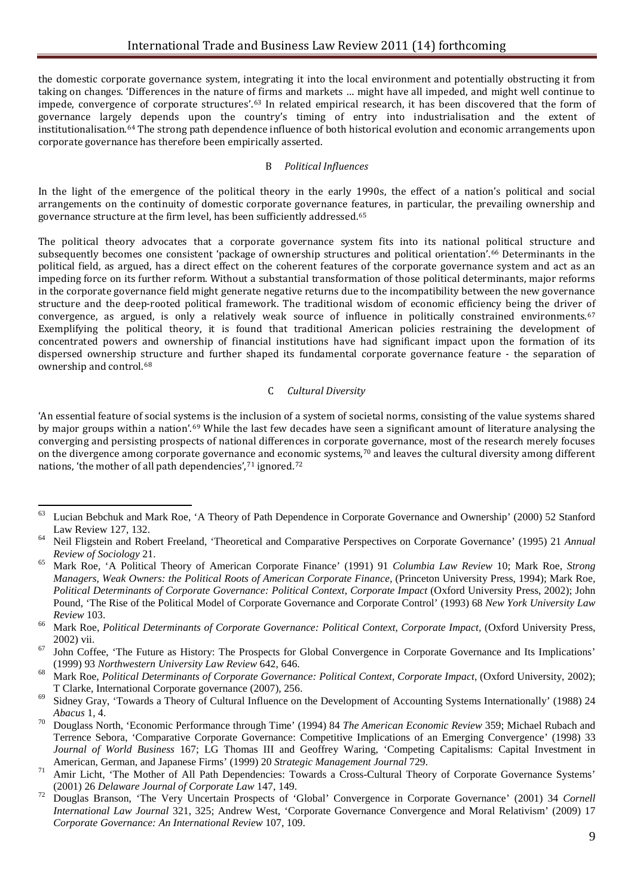the domestic corporate governance system, integrating it into the local environment and potentially obstructing it from taking on changes. 'Differences in the nature of firms and markets … might have all impeded, and might well continue to impede, convergence of corporate structures'.[63] In related empirical research, it has been discovered that the form of governance largely depends upon the country's timing of entry into industrialisation and the extent of institutionalisation.[64] The strong path dependence influence of both historical evolution and economic arrangements upon corporate governance has therefore been empirically asserted.

### B *Political Influences*

In the light of the emergence of the political theory in the early 1990s, the effect of a nation's political and social arrangements on the continuity of domestic corporate governance features, in particular, the prevailing ownership and governance structure at the firm level, has been sufficiently addressed.[65]

The political theory advocates that a corporate governance system fits into its national political structure and subsequently becomes one consistent 'package of ownership structures and political orientation'.[66] Determinants in the political field, as argued, has a direct effect on the coherent features of the corporate governance system and act as an impeding force on its further reform. Without a substantial transformation of those political determinants, major reforms in the corporate governance field might generate negative returns due to the incompatibility between the new governance structure and the deep-rooted political framework. The traditional wisdom of economic efficiency being the driver of convergence, as argued, is only a relatively weak source of influence in politically constrained environments.[67] Exemplifying the political theory, it is found that traditional American policies restraining the development of concentrated powers and ownership of financial institutions have had significant impact upon the formation of its dispersed ownership structure and further shaped its fundamental corporate governance feature - the separation of ownership and control.[68]

### C *Cultural Diversity*

'An essential feature of social systems is the inclusion of a system of societal norms, consisting of the value systems shared by major groups within a nation'.[69] While the last few decades have seen a significant amount of literature analysing the converging and persisting prospects of national differences in corporate governance, most of the research merely focuses on the divergence among corporate governance and economic systems,[70] and leaves the cultural diversity among different nations, 'the mother of all path dependencies',[71] ignored.[72]

---

[63] Lucian Bebchuk and Mark Roe, 'A Theory of Path Dependence in Corporate Governance and Ownership' (2000) 52 Stanford Law Review 127, 132.

[64] Neil Fligstein and Robert Freeland, 'Theoretical and Comparative Perspectives on Corporate Governance' (1995) 21 *Annual Review of Sociology* 21.

[65] Mark Roe, 'A Political Theory of American Corporate Finance' (1991) 91 *Columbia Law Review* 10; Mark Roe, *Strong Managers, Weak Owners: the Political Roots of American Corporate Finance*, (Princeton University Press, 1994); Mark Roe, *Political Determinants of Corporate Governance: Political Context, Corporate Impact* (Oxford University Press, 2002); John Pound, 'The Rise of the Political Model of Corporate Governance and Corporate Control' (1993) 68 *New York University Law Review* 103.

[66] Mark Roe, *Political Determinants of Corporate Governance: Political Context, Corporate Impact*, (Oxford University Press, 2002) vii.

[67] John Coffee, 'The Future as History: The Prospects for Global Convergence in Corporate Governance and Its Implications' (1999) 93 *Northwestern University Law Review* 642, 646.

[68] Mark Roe, *Political Determinants of Corporate Governance: Political Context, Corporate Impact*, (Oxford University, 2002); T Clarke, International Corporate governance (2007), 256.

[69] Sidney Gray, 'Towards a Theory of Cultural Influence on the Development of Accounting Systems Internationally' (1988) 24 *Abacus* 1, 4.

[70] Douglass North, 'Economic Performance through Time' (1994) 84 *The American Economic Review* 359; Michael Rubach and Terrence Sebora, 'Comparative Corporate Governance: Competitive Implications of an Emerging Convergence' (1998) 33 *Journal of World Business* 167; LG Thomas III and Geoffrey Waring, 'Competing Capitalisms: Capital Investment in American, German, and Japanese Firms' (1999) 20 *Strategic Management Journal* 729.

[71] Amir Licht, 'The Mother of All Path Dependencies: Towards a Cross-Cultural Theory of Corporate Governance Systems' (2001) 26 *Delaware Journal of Corporate Law* 147, 149.

[72] Douglas Branson, 'The Very Uncertain Prospects of 'Global' Convergence in Corporate Governance' (2001) 34 *Cornell International Law Journal* 321, 325; Andrew West, 'Corporate Governance Convergence and Moral Relativism' (2009) 17 *Corporate Governance: An International Review* 107, 109.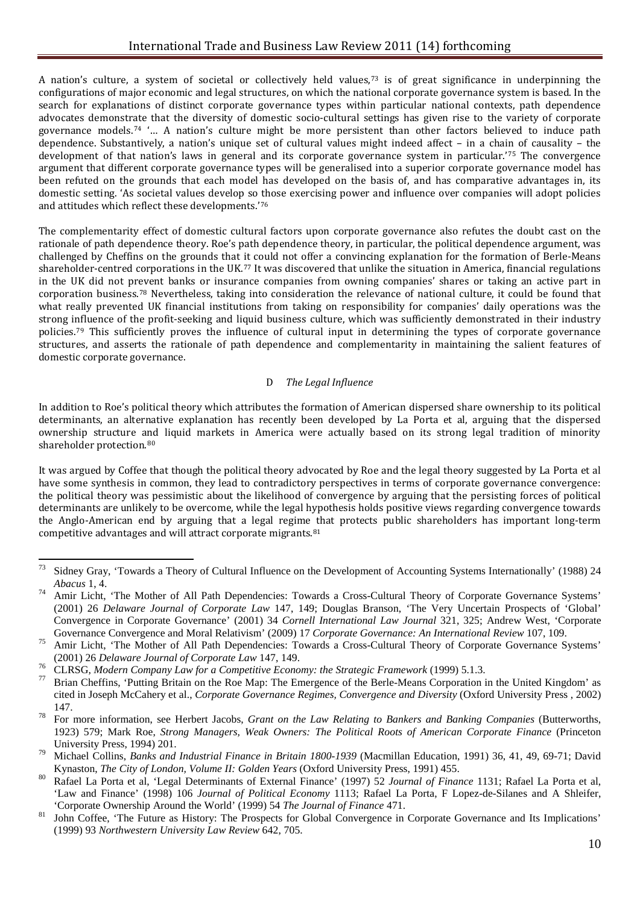A nation's culture, a system of societal or collectively held values,[73] is of great significance in underpinning the configurations of major economic and legal structures, on which the national corporate governance system is based. In the search for explanations of distinct corporate governance types within particular national contexts, path dependence advocates demonstrate that the diversity of domestic socio-cultural settings has given rise to the variety of corporate governance models.[74] '… A nation's culture might be more persistent than other factors believed to induce path dependence. Substantively, a nation's unique set of cultural values might indeed affect – in a chain of causality – the development of that nation's laws in general and its corporate governance system in particular.'[75] The convergence argument that different corporate governance types will be generalised into a superior corporate governance model has been refuted on the grounds that each model has developed on the basis of, and has comparative advantages in, its domestic setting. 'As societal values develop so those exercising power and influence over companies will adopt policies and attitudes which reflect these developments.'[76]

The complementarity effect of domestic cultural factors upon corporate governance also refutes the doubt cast on the rationale of path dependence theory. Roe's path dependence theory, in particular, the political dependence argument, was challenged by Cheffins on the grounds that it could not offer a convincing explanation for the formation of Berle-Means shareholder-centred corporations in the UK.[77] It was discovered that unlike the situation in America, financial regulations in the UK did not prevent banks or insurance companies from owning companies' shares or taking an active part in corporation business.[78] Nevertheless, taking into consideration the relevance of national culture, it could be found that what really prevented UK financial institutions from taking on responsibility for companies' daily operations was the strong influence of the profit-seeking and liquid business culture, which was sufficiently demonstrated in their industry policies.[79] This sufficiently proves the influence of cultural input in determining the types of corporate governance structures, and asserts the rationale of path dependence and complementarity in maintaining the salient features of domestic corporate governance.

### D *The Legal Influence*

In addition to Roe's political theory which attributes the formation of American dispersed share ownership to its political determinants, an alternative explanation has recently been developed by La Porta et al, arguing that the dispersed ownership structure and liquid markets in America were actually based on its strong legal tradition of minority shareholder protection.[80]

It was argued by Coffee that though the political theory advocated by Roe and the legal theory suggested by La Porta et al have some synthesis in common, they lead to contradictory perspectives in terms of corporate governance convergence: the political theory was pessimistic about the likelihood of convergence by arguing that the persisting forces of political determinants are unlikely to be overcome, while the legal hypothesis holds positive views regarding convergence towards the Anglo-American end by arguing that a legal regime that protects public shareholders has important long-term competitive advantages and will attract corporate migrants.[81]

---

[73] Sidney Gray, 'Towards a Theory of Cultural Influence on the Development of Accounting Systems Internationally' (1988) 24 *Abacus* 1, 4.

[74] Amir Licht, 'The Mother of All Path Dependencies: Towards a Cross-Cultural Theory of Corporate Governance Systems' (2001) 26 *Delaware Journal of Corporate Law* 147, 149; Douglas Branson, 'The Very Uncertain Prospects of 'Global' Convergence in Corporate Governance' (2001) 34 *Cornell International Law Journal* 321, 325; Andrew West, 'Corporate Governance Convergence and Moral Relativism' (2009) 17 *Corporate Governance: An International Review* 107, 109.

[75] Amir Licht, 'The Mother of All Path Dependencies: Towards a Cross-Cultural Theory of Corporate Governance Systems' (2001) 26 *Delaware Journal of Corporate Law* 147, 149.

[76] CLRSG, *Modern Company Law for a Competitive Economy: the Strategic Framework* (1999) 5.1.3.

[77] Brian Cheffins, 'Putting Britain on the Roe Map: The Emergence of the Berle-Means Corporation in the United Kingdom' as cited in Joseph McCahery et al., *Corporate Governance Regimes, Convergence and Diversity* (Oxford University Press , 2002) 147.

[78] For more information, see Herbert Jacobs, *Grant on the Law Relating to Bankers and Banking Companies* (Butterworths, 1923) 579; Mark Roe, *Strong Managers, Weak Owners: The Political Roots of American Corporate Finance* (Princeton University Press, 1994) 201.

[79] Michael Collins, *Banks and Industrial Finance in Britain 1800-1939* (Macmillan Education, 1991) 36, 41, 49, 69-71; David Kynaston, *The City of London, Volume II: Golden Years* (Oxford University Press, 1991) 455.

[80] Rafael La Porta et al, 'Legal Determinants of External Finance' (1997) 52 *Journal of Finance* 1131; Rafael La Porta et al, 'Law and Finance' (1998) 106 *Journal of Political Economy* 1113; Rafael La Porta, F Lopez-de-Silanes and A Shleifer, 'Corporate Ownership Around the World' (1999) 54 *The Journal of Finance* 471.

[81] John Coffee, 'The Future as History: The Prospects for Global Convergence in Corporate Governance and Its Implications' (1999) 93 *Northwestern University Law Review* 642, 705.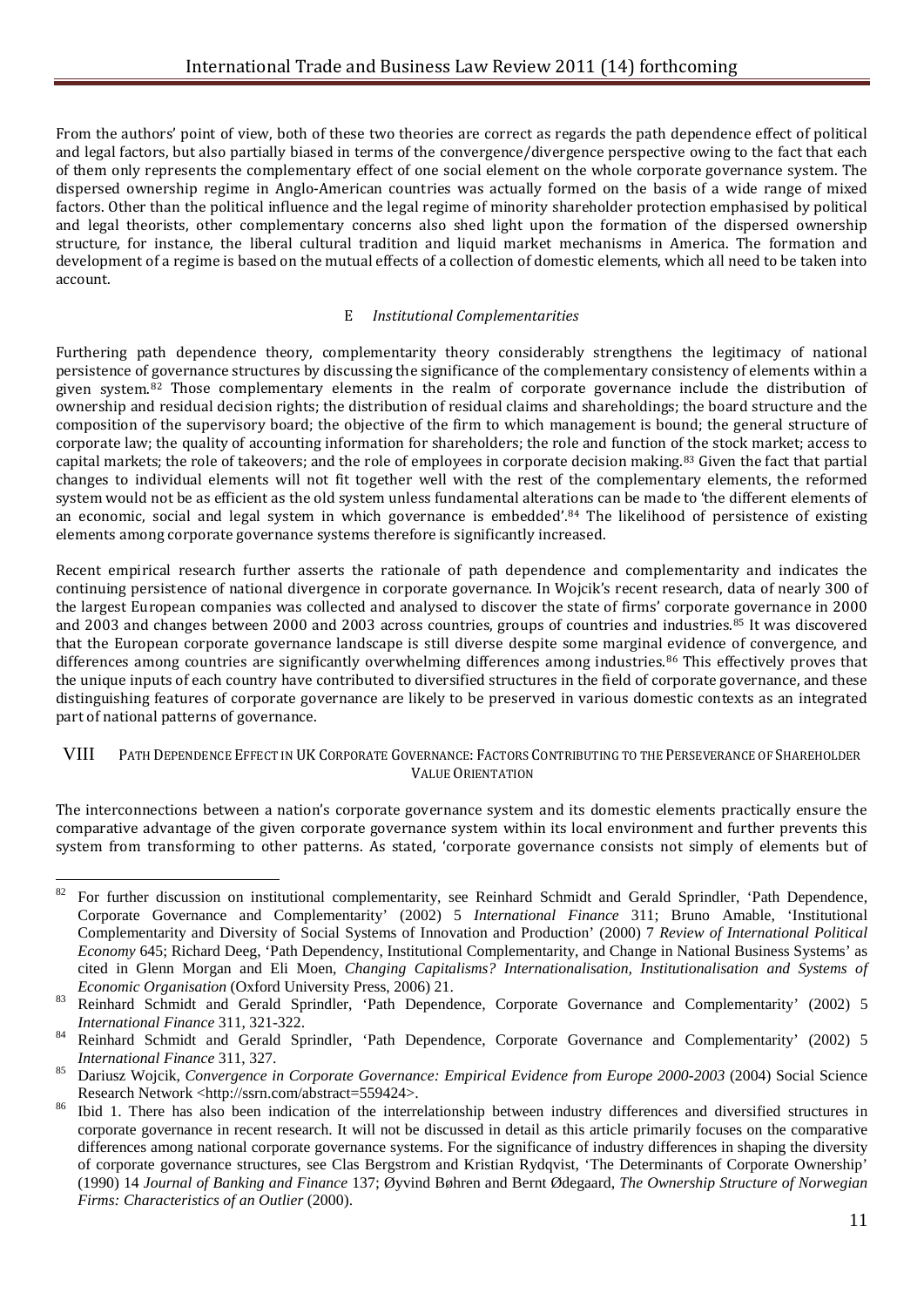From the authors' point of view, both of these two theories are correct as regards the path dependence effect of political and legal factors, but also partially biased in terms of the convergence/divergence perspective owing to the fact that each of them only represents the complementary effect of one social element on the whole corporate governance system. The dispersed ownership regime in Anglo-American countries was actually formed on the basis of a wide range of mixed factors. Other than the political influence and the legal regime of minority shareholder protection emphasised by political and legal theorists, other complementary concerns also shed light upon the formation of the dispersed ownership structure, for instance, the liberal cultural tradition and liquid market mechanisms in America. The formation and development of a regime is based on the mutual effects of a collection of domestic elements, which all need to be taken into account.

### E *Institutional Complementarities*

Furthering path dependence theory, complementarity theory considerably strengthens the legitimacy of national persistence of governance structures by discussing the significance of the complementary consistency of elements within a given system.[82] Those complementary elements in the realm of corporate governance include the distribution of ownership and residual decision rights; the distribution of residual claims and shareholdings; the board structure and the composition of the supervisory board; the objective of the firm to which management is bound; the general structure of corporate law; the quality of accounting information for shareholders; the role and function of the stock market; access to capital markets; the role of takeovers; and the role of employees in corporate decision making.[83] Given the fact that partial changes to individual elements will not fit together well with the rest of the complementary elements, the reformed system would not be as efficient as the old system unless fundamental alterations can be made to 'the different elements of an economic, social and legal system in which governance is embedded'.[84] The likelihood of persistence of existing elements among corporate governance systems therefore is significantly increased.

Recent empirical research further asserts the rationale of path dependence and complementarity and indicates the continuing persistence of national divergence in corporate governance. In Wojcik's recent research, data of nearly 300 of the largest European companies was collected and analysed to discover the state of firms' corporate governance in 2000 and 2003 and changes between 2000 and 2003 across countries, groups of countries and industries.[85] It was discovered that the European corporate governance landscape is still diverse despite some marginal evidence of convergence, and differences among countries are significantly overwhelming differences among industries.[86] This effectively proves that the unique inputs of each country have contributed to diversified structures in the field of corporate governance, and these distinguishing features of corporate governance are likely to be preserved in various domestic contexts as an integrated part of national patterns of governance.

## VIII PATH DEPENDENCE EFFECT IN UK CORPORATE GOVERNANCE: FACTORS CONTRIBUTING TO THE PERSEVERANCE OF SHAREHOLDER VALUE ORIENTATION

The interconnections between a nation's corporate governance system and its domestic elements practically ensure the comparative advantage of the given corporate governance system within its local environment and further prevents this system from transforming to other patterns. As stated, 'corporate governance consists not simply of elements but of

---

[82] For further discussion on institutional complementarity, see Reinhard Schmidt and Gerald Sprindler, 'Path Dependence, Corporate Governance and Complementarity' (2002) 5 *International Finance* 311; Bruno Amable, 'Institutional Complementarity and Diversity of Social Systems of Innovation and Production' (2000) 7 *Review of International Political Economy* 645; Richard Deeg, 'Path Dependency, Institutional Complementarity, and Change in National Business Systems' as cited in Glenn Morgan and Eli Moen, *Changing Capitalisms? Internationalisation, Institutionalisation and Systems of Economic Organisation* (Oxford University Press, 2006) 21.

[83] Reinhard Schmidt and Gerald Sprindler, 'Path Dependence, Corporate Governance and Complementarity' (2002) 5 *International Finance* 311, 321-322.

[84] Reinhard Schmidt and Gerald Sprindler, 'Path Dependence, Corporate Governance and Complementarity' (2002) 5 *International Finance* 311, 327.

[85] Dariusz Wojcik, *Convergence in Corporate Governance: Empirical Evidence from Europe 2000-2003* (2004) Social Science Research Network <http://ssrn.com/abstract=559424>.

[86] Ibid 1. There has also been indication of the interrelationship between industry differences and diversified structures in corporate governance in recent research. It will not be discussed in detail as this article primarily focuses on the comparative differences among national corporate governance systems. For the significance of industry differences in shaping the diversity of corporate governance structures, see Clas Bergstrom and Kristian Rydqvist, 'The Determinants of Corporate Ownership' (1990) 14 *Journal of Banking and Finance* 137; Øyvind Bøhren and Bernt Ødegaard, *The Ownership Structure of Norwegian Firms: Characteristics of an Outlier* (2000).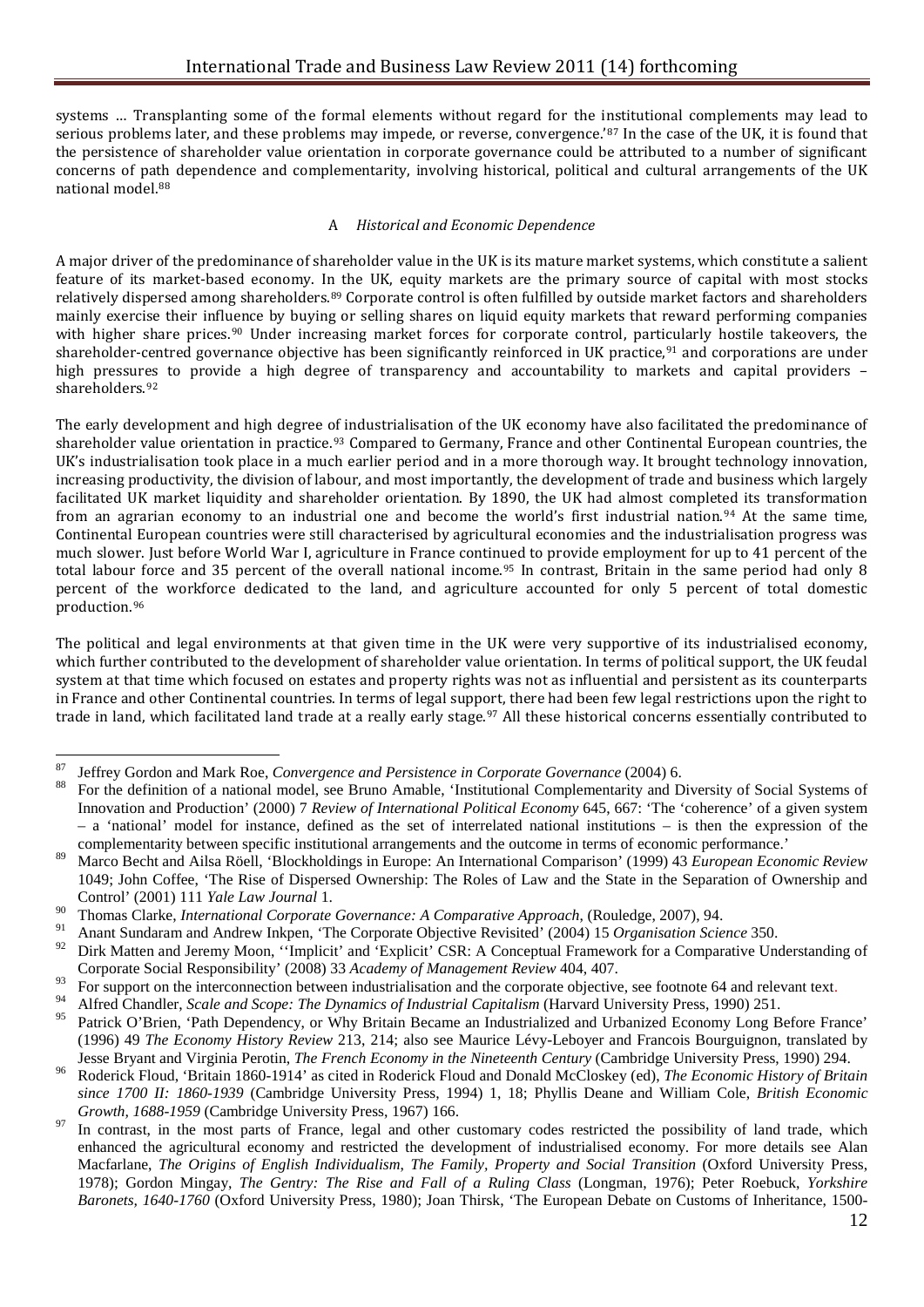systems … Transplanting some of the formal elements without regard for the institutional complements may lead to serious problems later, and these problems may impede, or reverse, convergence.'[87] In the case of the UK, it is found that the persistence of shareholder value orientation in corporate governance could be attributed to a number of significant concerns of path dependence and complementarity, involving historical, political and cultural arrangements of the UK national model.[88]

### A *Historical and Economic Dependence*

A major driver of the predominance of shareholder value in the UK is its mature market systems, which constitute a salient feature of its market-based economy. In the UK, equity markets are the primary source of capital with most stocks relatively dispersed among shareholders.[89] Corporate control is often fulfilled by outside market factors and shareholders mainly exercise their influence by buying or selling shares on liquid equity markets that reward performing companies with higher share prices.[90] Under increasing market forces for corporate control, particularly hostile takeovers, the shareholder-centred governance objective has been significantly reinforced in UK practice,[91] and corporations are under high pressures to provide a high degree of transparency and accountability to markets and capital providers – shareholders.[92]

The early development and high degree of industrialisation of the UK economy have also facilitated the predominance of shareholder value orientation in practice.[93] Compared to Germany, France and other Continental European countries, the UK's industrialisation took place in a much earlier period and in a more thorough way. It brought technology innovation, increasing productivity, the division of labour, and most importantly, the development of trade and business which largely facilitated UK market liquidity and shareholder orientation. By 1890, the UK had almost completed its transformation from an agrarian economy to an industrial one and become the world's first industrial nation.[94] At the same time, Continental European countries were still characterised by agricultural economies and the industrialisation progress was much slower. Just before World War I, agriculture in France continued to provide employment for up to 41 percent of the total labour force and 35 percent of the overall national income.[95] In contrast, Britain in the same period had only 8 percent of the workforce dedicated to the land, and agriculture accounted for only 5 percent of total domestic production.[96]

The political and legal environments at that given time in the UK were very supportive of its industrialised economy, which further contributed to the development of shareholder value orientation. In terms of political support, the UK feudal system at that time which focused on estates and property rights was not as influential and persistent as its counterparts in France and other Continental countries. In terms of legal support, there had been few legal restrictions upon the right to trade in land, which facilitated land trade at a really early stage.[97] All these historical concerns essentially contributed to

---

[87] Jeffrey Gordon and Mark Roe, *Convergence and Persistence in Corporate Governance* (2004) 6.

[88] For the definition of a national model, see Bruno Amable, 'Institutional Complementarity and Diversity of Social Systems of Innovation and Production' (2000) 7 *Review of International Political Economy* 645, 667: 'The 'coherence' of a given system – a 'national' model for instance, defined as the set of interrelated national institutions – is then the expression of the complementarity between specific institutional arrangements and the outcome in terms of economic performance.'

[89] Marco Becht and Ailsa Röell, 'Blockholdings in Europe: An International Comparison' (1999) 43 *European Economic Review* 1049; John Coffee, 'The Rise of Dispersed Ownership: The Roles of Law and the State in the Separation of Ownership and Control' (2001) 111 *Yale Law Journal* 1.

[90] Thomas Clarke, *International Corporate Governance: A Comparative Approach*, (Rouledge, 2007), 94.

[91] Anant Sundaram and Andrew Inkpen, 'The Corporate Objective Revisited' (2004) 15 *Organisation Science* 350.

[92] Dirk Matten and Jeremy Moon, ''Implicit' and 'Explicit' CSR: A Conceptual Framework for a Comparative Understanding of Corporate Social Responsibility' (2008) 33 *Academy of Management Review* 404, 407.

[93] For support on the interconnection between industrialisation and the corporate objective, see footnote 64 and relevant text.

[94] Alfred Chandler, *Scale and Scope: The Dynamics of Industrial Capitalism* (Harvard University Press, 1990) 251.

[95] Patrick O'Brien, 'Path Dependency, or Why Britain Became an Industrialized and Urbanized Economy Long Before France' (1996) 49 *The Economy History Review* 213, 214; also see Maurice Lévy-Leboyer and Francois Bourguignon, translated by Jesse Bryant and Virginia Perotin, *The French Economy in the Nineteenth Century* (Cambridge University Press, 1990) 294.

[96] Roderick Floud, 'Britain 1860-1914' as cited in Roderick Floud and Donald McCloskey (ed), *The Economic History of Britain since 1700 II: 1860-1939* (Cambridge University Press, 1994) 1, 18; Phyllis Deane and William Cole, *British Economic Growth, 1688-1959* (Cambridge University Press, 1967) 166.

[97] In contrast, in the most parts of France, legal and other customary codes restricted the possibility of land trade, which enhanced the agricultural economy and restricted the development of industrialised economy. For more details see Alan Macfarlane, *The Origins of English Individualism, The Family, Property and Social Transition* (Oxford University Press, 1978); Gordon Mingay, *The Gentry: The Rise and Fall of a Ruling Class* (Longman, 1976); Peter Roebuck, *Yorkshire Baronets, 1640-1760* (Oxford University Press, 1980); Joan Thirsk, 'The European Debate on Customs of Inheritance, 1500-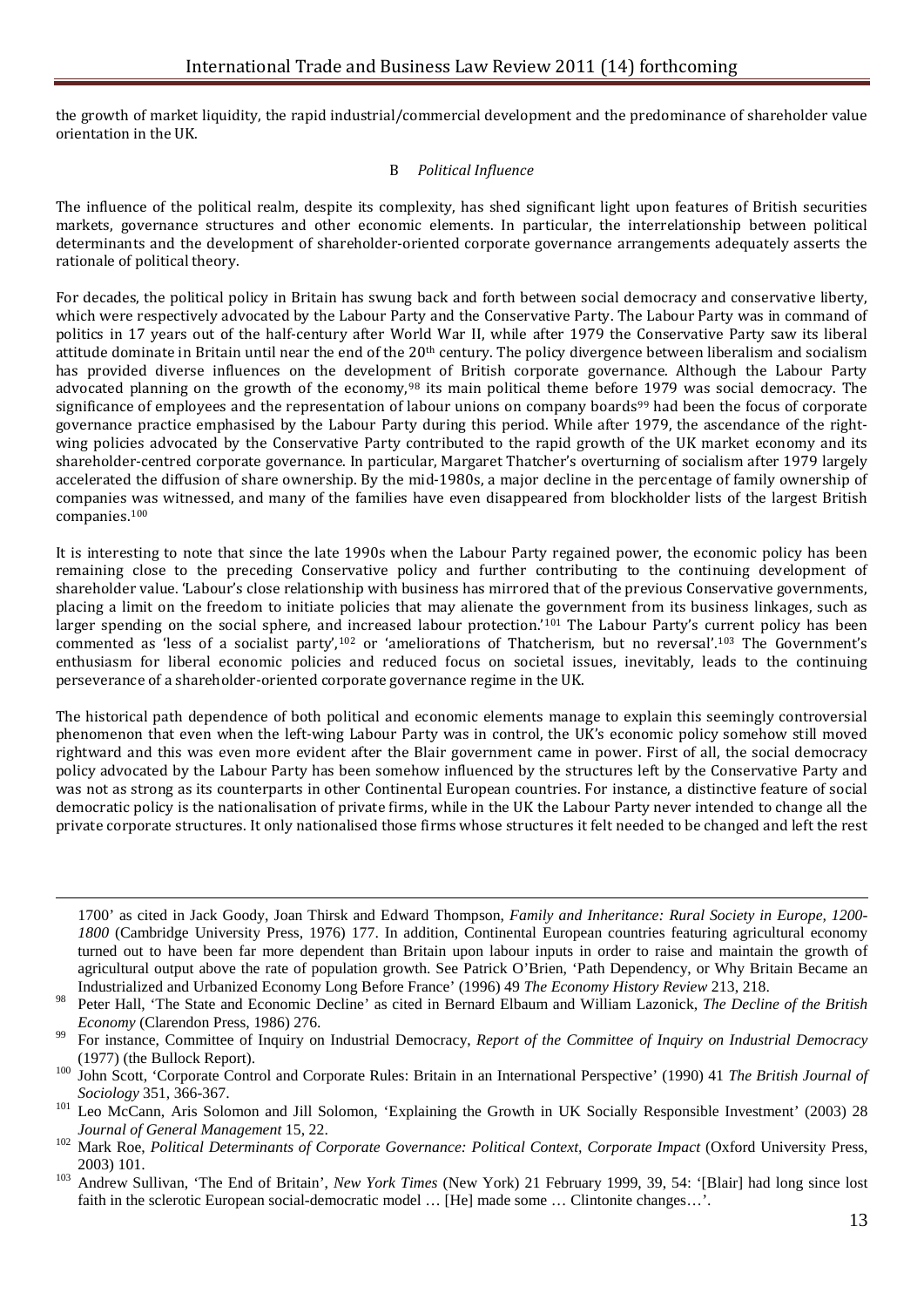the growth of market liquidity, the rapid industrial/commercial development and the predominance of shareholder value orientation in the UK.

### B *Political Influence*

The influence of the political realm, despite its complexity, has shed significant light upon features of British securities markets, governance structures and other economic elements. In particular, the interrelationship between political determinants and the development of shareholder-oriented corporate governance arrangements adequately asserts the rationale of political theory.

For decades, the political policy in Britain has swung back and forth between social democracy and conservative liberty, which were respectively advocated by the Labour Party and the Conservative Party. The Labour Party was in command of politics in 17 years out of the half-century after World War II, while after 1979 the Conservative Party saw its liberal attitude dominate in Britain until near the end of the 20th century. The policy divergence between liberalism and socialism has provided diverse influences on the development of British corporate governance. Although the Labour Party advocated planning on the growth of the economy,[98] its main political theme before 1979 was social democracy. The significance of employees and the representation of labour unions on company boards[99] had been the focus of corporate governance practice emphasised by the Labour Party during this period. While after 1979, the ascendance of the right-wing policies advocated by the Conservative Party contributed to the rapid growth of the UK market economy and its shareholder-centred corporate governance. In particular, Margaret Thatcher's overturning of socialism after 1979 largely accelerated the diffusion of share ownership. By the mid-1980s, a major decline in the percentage of family ownership of companies was witnessed, and many of the families have even disappeared from blockholder lists of the largest British companies.[100]

It is interesting to note that since the late 1990s when the Labour Party regained power, the economic policy has been remaining close to the preceding Conservative policy and further contributing to the continuing development of shareholder value. 'Labour's close relationship with business has mirrored that of the previous Conservative governments, placing a limit on the freedom to initiate policies that may alienate the government from its business linkages, such as larger spending on the social sphere, and increased labour protection.'[101] The Labour Party's current policy has been commented as 'less of a socialist party',[102] or 'ameliorations of Thatcherism, but no reversal'.[103] The Government's enthusiasm for liberal economic policies and reduced focus on societal issues, inevitably, leads to the continuing perseverance of a shareholder-oriented corporate governance regime in the UK.

The historical path dependence of both political and economic elements manage to explain this seemingly controversial phenomenon that even when the left-wing Labour Party was in control, the UK's economic policy somehow still moved rightward and this was even more evident after the Blair government came in power. First of all, the social democracy policy advocated by the Labour Party has been somehow influenced by the structures left by the Conservative Party and was not as strong as its counterparts in other Continental European countries. For instance, a distinctive feature of social democratic policy is the nationalisation of private firms, while in the UK the Labour Party never intended to change all the private corporate structures. It only nationalised those firms whose structures it felt needed to be changed and left the rest

---

1700' as cited in Jack Goody, Joan Thirsk and Edward Thompson, *Family and Inheritance: Rural Society in Europe, 1200-1800* (Cambridge University Press, 1976) 177. In addition, Continental European countries featuring agricultural economy turned out to have been far more dependent than Britain upon labour inputs in order to raise and maintain the growth of agricultural output above the rate of population growth. See Patrick O'Brien, 'Path Dependency, or Why Britain Became an Industrialized and Urbanized Economy Long Before France' (1996) 49 *The Economy History Review* 213, 218.

[98] Peter Hall, 'The State and Economic Decline' as cited in Bernard Elbaum and William Lazonick, *The Decline of the British Economy* (Clarendon Press, 1986) 276.

[99] For instance, Committee of Inquiry on Industrial Democracy, *Report of the Committee of Inquiry on Industrial Democracy* (1977) (the Bullock Report).

[100] John Scott, 'Corporate Control and Corporate Rules: Britain in an International Perspective' (1990) 41 *The British Journal of Sociology* 351, 366-367.

[101] Leo McCann, Aris Solomon and Jill Solomon, 'Explaining the Growth in UK Socially Responsible Investment' (2003) 28 *Journal of General Management* 15, 22.

[102] Mark Roe, *Political Determinants of Corporate Governance: Political Context, Corporate Impact* (Oxford University Press, 2003) 101.

[103] Andrew Sullivan, 'The End of Britain', *New York Times* (New York) 21 February 1999, 39, 54: '[Blair] had long since lost faith in the sclerotic European social-democratic model … [He] made some … Clintonite changes…'.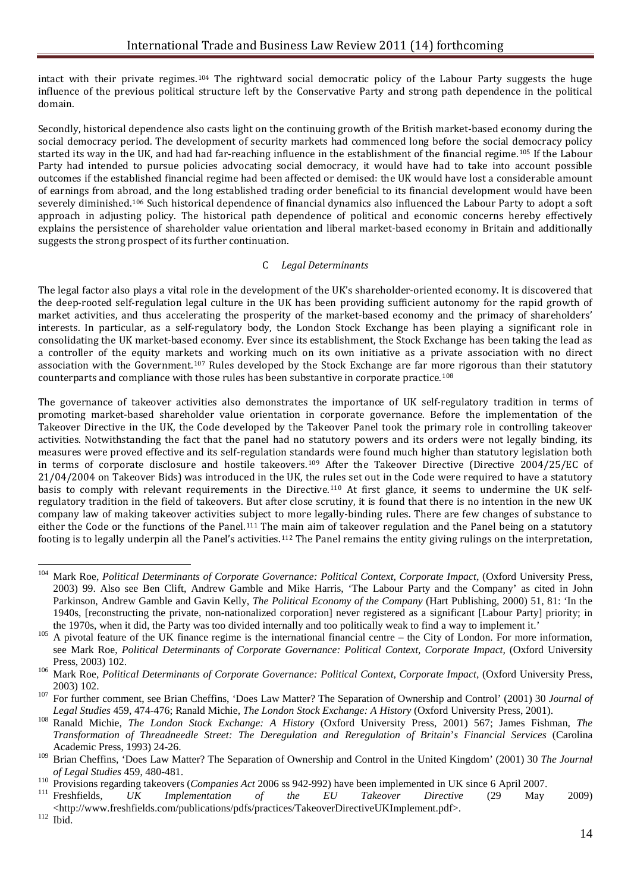intact with their private regimes.[104] The rightward social democratic policy of the Labour Party suggests the huge influence of the previous political structure left by the Conservative Party and strong path dependence in the political domain.

Secondly, historical dependence also casts light on the continuing growth of the British market-based economy during the social democracy period. The development of security markets had commenced long before the social democracy policy started its way in the UK, and had had far-reaching influence in the establishment of the financial regime.[105] If the Labour Party had intended to pursue policies advocating social democracy, it would have had to take into account possible outcomes if the established financial regime had been affected or demised: the UK would have lost a considerable amount of earnings from abroad, and the long established trading order beneficial to its financial development would have been severely diminished.[106] Such historical dependence of financial dynamics also influenced the Labour Party to adopt a soft approach in adjusting policy. The historical path dependence of political and economic concerns hereby effectively explains the persistence of shareholder value orientation and liberal market-based economy in Britain and additionally suggests the strong prospect of its further continuation.

### C *Legal Determinants*

The legal factor also plays a vital role in the development of the UK's shareholder-oriented economy. It is discovered that the deep-rooted self-regulation legal culture in the UK has been providing sufficient autonomy for the rapid growth of market activities, and thus accelerating the prosperity of the market-based economy and the primacy of shareholders' interests. In particular, as a self-regulatory body, the London Stock Exchange has been playing a significant role in consolidating the UK market-based economy. Ever since its establishment, the Stock Exchange has been taking the lead as a controller of the equity markets and working much on its own initiative as a private association with no direct association with the Government.[107] Rules developed by the Stock Exchange are far more rigorous than their statutory counterparts and compliance with those rules has been substantive in corporate practice.[108]

The governance of takeover activities also demonstrates the importance of UK self-regulatory tradition in terms of promoting market-based shareholder value orientation in corporate governance. Before the implementation of the Takeover Directive in the UK, the Code developed by the Takeover Panel took the primary role in controlling takeover activities. Notwithstanding the fact that the panel had no statutory powers and its orders were not legally binding, its measures were proved effective and its self-regulation standards were found much higher than statutory legislation both in terms of corporate disclosure and hostile takeovers.[109] After the Takeover Directive (Directive 2004/25/EC of 21/04/2004 on Takeover Bids) was introduced in the UK, the rules set out in the Code were required to have a statutory basis to comply with relevant requirements in the Directive.[110] At first glance, it seems to undermine the UK self-regulatory tradition in the field of takeovers. But after close scrutiny, it is found that there is no intention in the new UK company law of making takeover activities subject to more legally-binding rules. There are few changes of substance to either the Code or the functions of the Panel.[111] The main aim of takeover regulation and the Panel being on a statutory footing is to legally underpin all the Panel's activities.[112] The Panel remains the entity giving rulings on the interpretation,

---

[104] Mark Roe, *Political Determinants of Corporate Governance: Political Context, Corporate Impact*, (Oxford University Press, 2003) 99. Also see Ben Clift, Andrew Gamble and Mike Harris, 'The Labour Party and the Company' as cited in John Parkinson, Andrew Gamble and Gavin Kelly, *The Political Economy of the Company* (Hart Publishing, 2000) 51, 81: 'In the 1940s, [reconstructing the private, non-nationalized corporation] never registered as a significant [Labour Party] priority; in the 1970s, when it did, the Party was too divided internally and too politically weak to find a way to implement it.'

[105] A pivotal feature of the UK finance regime is the international financial centre – the City of London. For more information, see Mark Roe, *Political Determinants of Corporate Governance: Political Context, Corporate Impact*, (Oxford University Press, 2003) 102.

[106] Mark Roe, *Political Determinants of Corporate Governance: Political Context, Corporate Impact*, (Oxford University Press, 2003) 102.

[107] For further comment, see Brian Cheffins, 'Does Law Matter? The Separation of Ownership and Control' (2001) 30 *Journal of Legal Studies* 459, 474-476; Ranald Michie, *The London Stock Exchange: A History* (Oxford University Press, 2001).

[108] Ranald Michie, *The London Stock Exchange: A History* (Oxford University Press, 2001) 567; James Fishman, *The Transformation of Threadneedle Street: The Deregulation and Reregulation of Britain's Financial Services* (Carolina Academic Press, 1993) 24-26.

[109] Brian Cheffins, 'Does Law Matter? The Separation of Ownership and Control in the United Kingdom' (2001) 30 *The Journal of Legal Studies* 459, 480-481.

[110] Provisions regarding takeovers (*Companies Act* 2006 ss 942-992) have been implemented in UK since 6 April 2007.

[111] Freshfields, *UK Implementation of the EU Takeover Directive* (29 May 2009) <http://www.freshfields.com/publications/pdfs/practices/TakeoverDirectiveUKImplement.pdf>.

[112] Ibid.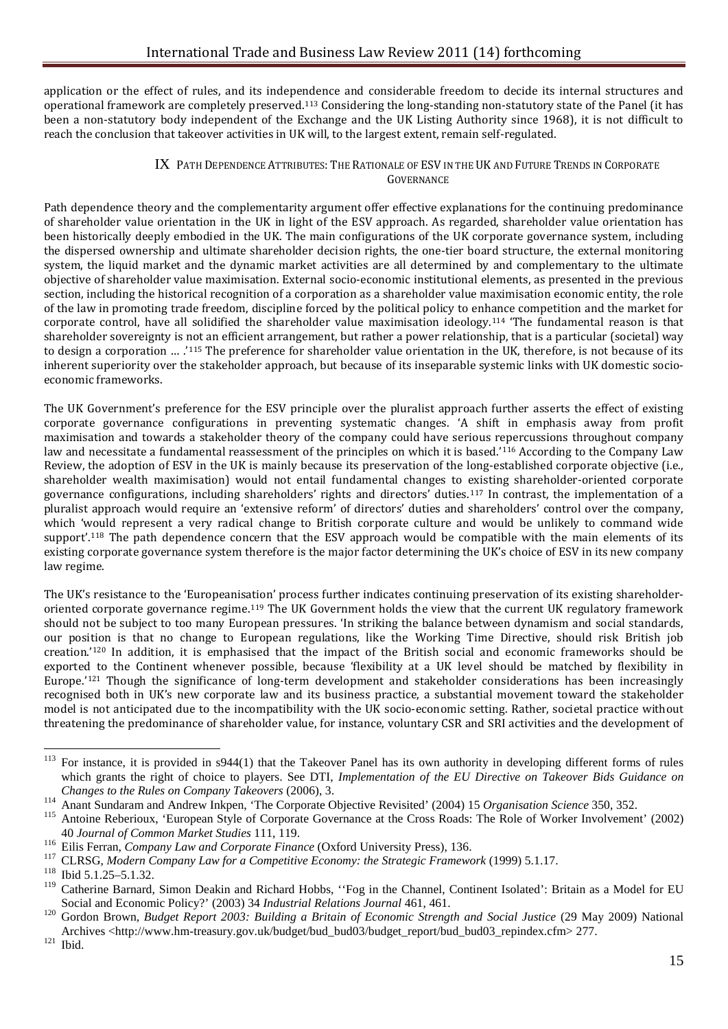application or the effect of rules, and its independence and considerable freedom to decide its internal structures and operational framework are completely preserved.[113] Considering the long-standing non-statutory state of the Panel (it has been a non-statutory body independent of the Exchange and the UK Listing Authority since 1968), it is not difficult to reach the conclusion that takeover activities in UK will, to the largest extent, remain self-regulated.

## IX PATH DEPENDENCE ATTRIBUTES: THE RATIONALE OF ESV IN THE UK AND FUTURE TRENDS IN CORPORATE GOVERNANCE

Path dependence theory and the complementarity argument offer effective explanations for the continuing predominance of shareholder value orientation in the UK in light of the ESV approach. As regarded, shareholder value orientation has been historically deeply embodied in the UK. The main configurations of the UK corporate governance system, including the dispersed ownership and ultimate shareholder decision rights, the one-tier board structure, the external monitoring system, the liquid market and the dynamic market activities are all determined by and complementary to the ultimate objective of shareholder value maximisation. External socio-economic institutional elements, as presented in the previous section, including the historical recognition of a corporation as a shareholder value maximisation economic entity, the role of the law in promoting trade freedom, discipline forced by the political policy to enhance competition and the market for corporate control, have all solidified the shareholder value maximisation ideology.[114] 'The fundamental reason is that shareholder sovereignty is not an efficient arrangement, but rather a power relationship, that is a particular (societal) way to design a corporation … .'[115] The preference for shareholder value orientation in the UK, therefore, is not because of its inherent superiority over the stakeholder approach, but because of its inseparable systemic links with UK domestic socio-economic frameworks.

The UK Government's preference for the ESV principle over the pluralist approach further asserts the effect of existing corporate governance configurations in preventing systematic changes. 'A shift in emphasis away from profit maximisation and towards a stakeholder theory of the company could have serious repercussions throughout company law and necessitate a fundamental reassessment of the principles on which it is based.'[116] According to the Company Law Review, the adoption of ESV in the UK is mainly because its preservation of the long-established corporate objective (i.e., shareholder wealth maximisation) would not entail fundamental changes to existing shareholder-oriented corporate governance configurations, including shareholders' rights and directors' duties.[117] In contrast, the implementation of a pluralist approach would require an 'extensive reform' of directors' duties and shareholders' control over the company, which 'would represent a very radical change to British corporate culture and would be unlikely to command wide support'.[118] The path dependence concern that the ESV approach would be compatible with the main elements of its existing corporate governance system therefore is the major factor determining the UK's choice of ESV in its new company law regime.

The UK's resistance to the 'Europeanisation' process further indicates continuing preservation of its existing shareholder-oriented corporate governance regime.[119] The UK Government holds the view that the current UK regulatory framework should not be subject to too many European pressures. 'In striking the balance between dynamism and social standards, our position is that no change to European regulations, like the Working Time Directive, should risk British job creation.'[120] In addition, it is emphasised that the impact of the British social and economic frameworks should be exported to the Continent whenever possible, because 'flexibility at a UK level should be matched by flexibility in Europe.'[121] Though the significance of long-term development and stakeholder considerations has been increasingly recognised both in UK's new corporate law and its business practice, a substantial movement toward the stakeholder model is not anticipated due to the incompatibility with the UK socio-economic setting. Rather, societal practice without threatening the predominance of shareholder value, for instance, voluntary CSR and SRI activities and the development of

---

[113] For instance, it is provided in s944(1) that the Takeover Panel has its own authority in developing different forms of rules which grants the right of choice to players. See DTI, *Implementation of the EU Directive on Takeover Bids Guidance on Changes to the Rules on Company Takeovers* (2006), 3.

[114] Anant Sundaram and Andrew Inkpen, 'The Corporate Objective Revisited' (2004) 15 *Organisation Science* 350, 352.

[115] Antoine Reberioux, 'European Style of Corporate Governance at the Cross Roads: The Role of Worker Involvement' (2002) 40 *Journal of Common Market Studies* 111, 119.

[116] Eilis Ferran, *Company Law and Corporate Finance* (Oxford University Press), 136.

[117] CLRSG, *Modern Company Law for a Competitive Economy: the Strategic Framework* (1999) 5.1.17.

[118] Ibid 5.1.25–5.1.32.

[119] Catherine Barnard, Simon Deakin and Richard Hobbs, ''Fog in the Channel, Continent Isolated': Britain as a Model for EU Social and Economic Policy?' (2003) 34 *Industrial Relations Journal* 461, 461.

[120] Gordon Brown, *Budget Report 2003: Building a Britain of Economic Strength and Social Justice* (29 May 2009) National Archives <http://www.hm-treasury.gov.uk/budget/bud_bud03/budget_report/bud_bud03_repindex.cfm> 277.

[121] Ibid.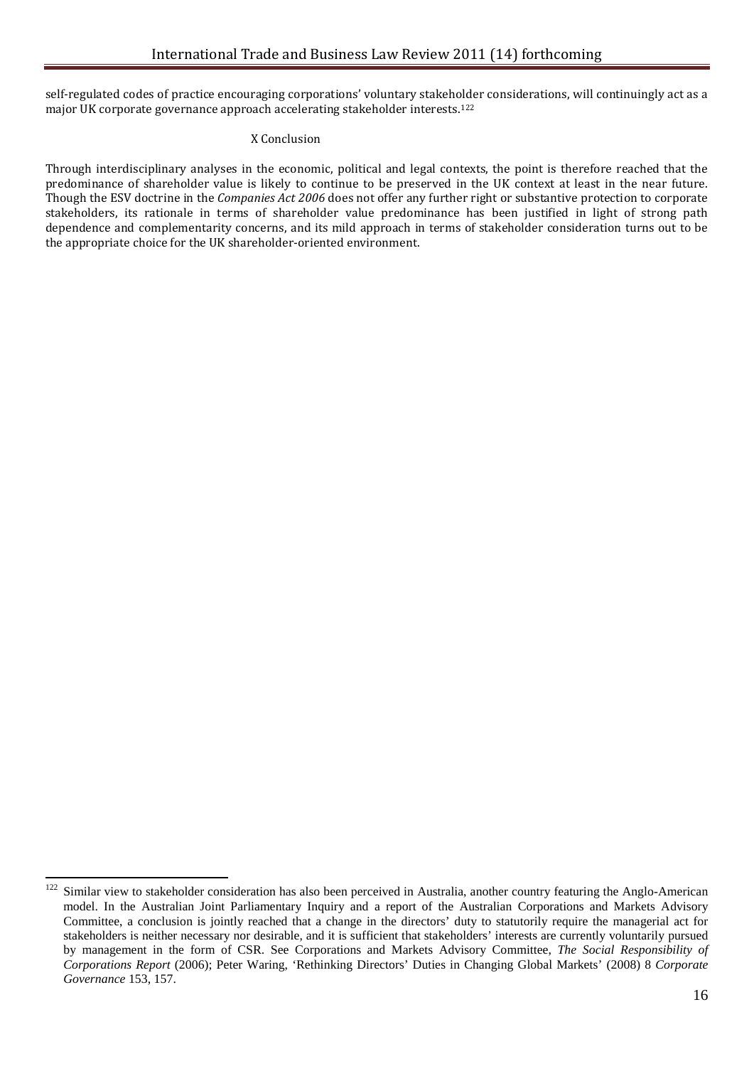self-regulated codes of practice encouraging corporations' voluntary stakeholder considerations, will continuingly act as a major UK corporate governance approach accelerating stakeholder interests.[122]

## X Conclusion

Through interdisciplinary analyses in the economic, political and legal contexts, the point is therefore reached that the predominance of shareholder value is likely to continue to be preserved in the UK context at least in the near future. Though the ESV doctrine in the *Companies Act 2006* does not offer any further right or substantive protection to corporate stakeholders, its rationale in terms of shareholder value predominance has been justified in light of strong path dependence and complementarity concerns, and its mild approach in terms of stakeholder consideration turns out to be the appropriate choice for the UK shareholder-oriented environment.

---

[122] Similar view to stakeholder consideration has also been perceived in Australia, another country featuring the Anglo-American model. In the Australian Joint Parliamentary Inquiry and a report of the Australian Corporations and Markets Advisory Committee, a conclusion is jointly reached that a change in the directors' duty to statutorily require the managerial act for stakeholders is neither necessary nor desirable, and it is sufficient that stakeholders' interests are currently voluntarily pursued by management in the form of CSR. See Corporations and Markets Advisory Committee, *The Social Responsibility of Corporations Report* (2006); Peter Waring, 'Rethinking Directors' Duties in Changing Global Markets' (2008) 8 *Corporate Governance* 153, 157.